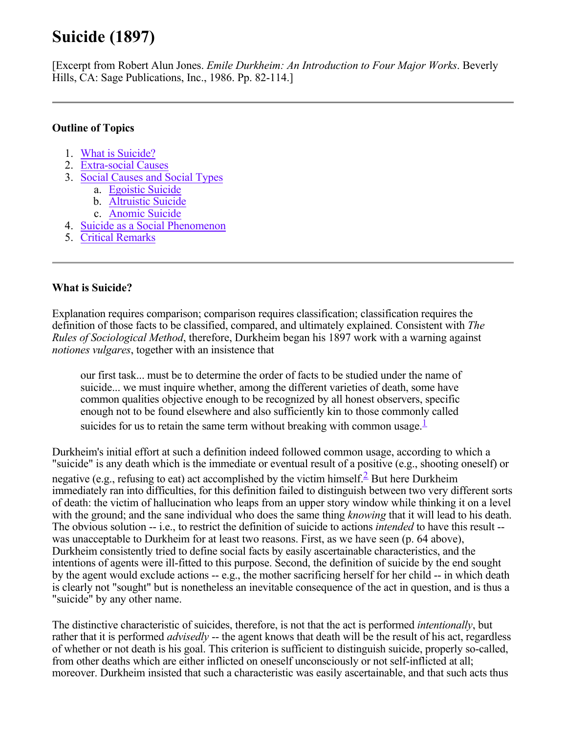# Suicide (1897)

[Excerpt from Robert Alun Jones. *Emile Durkheim: An Introduction to Four Major Works*. Beverly Hills, CA: Sage Publications, Inc., 1986. Pp. 82-114.]

---

### Outline of Topics

1. What is Suicide?
2. Extra-social Causes
3. Social Causes and Social Types
   a. Egoistic Suicide
   b. Altruistic Suicide
   c. Anomic Suicide
4. Suicide as a Social Phenomenon
5. Critical Remarks

---

### What is Suicide?

Explanation requires comparison; comparison requires classification; classification requires the definition of those facts to be classified, compared, and ultimately explained. Consistent with *The Rules of Sociological Method*, therefore, Durkheim began his 1897 work with a warning against *notiones vulgares*, together with an insistence that

> our first task... must be to determine the order of facts to be studied under the name of suicide... we must inquire whether, among the different varieties of death, some have common qualities objective enough to be recognized by all honest observers, specific enough not to be found elsewhere and also sufficiently kin to those commonly called suicides for us to retain the same term without breaking with common usage.[1]

Durkheim's initial effort at such a definition indeed followed common usage, according to which a "suicide" is any death which is the immediate or eventual result of a positive (e.g., shooting oneself) or negative (e.g., refusing to eat) act accomplished by the victim himself.[2] But here Durkheim immediately ran into difficulties, for this definition failed to distinguish between two very different sorts of death: the victim of hallucination who leaps from an upper story window while thinking it on a level with the ground; and the sane individual who does the same thing *knowing* that it will lead to his death. The obvious solution -- i.e., to restrict the definition of suicide to actions *intended* to have this result -- was unacceptable to Durkheim for at least two reasons. First, as we have seen (p. 64 above), Durkheim consistently tried to define social facts by easily ascertainable characteristics, and the intentions of agents were ill-fitted to this purpose. Second, the definition of suicide by the end sought by the agent would exclude actions -- e.g., the mother sacrificing herself for her child -- in which death is clearly not "sought" but is nonetheless an inevitable consequence of the act in question, and is thus a "suicide" by any other name.

The distinctive characteristic of suicides, therefore, is not that the act is performed *intentionally*, but rather that it is performed *advisedly* -- the agent knows that death will be the result of his act, regardless of whether or not death is his goal. This criterion is sufficient to distinguish suicide, properly so-called, from other deaths which are either inflicted on oneself unconsciously or not self-inflicted at all; moreover. Durkheim insisted that such a characteristic was easily ascertainable, and that such acts thus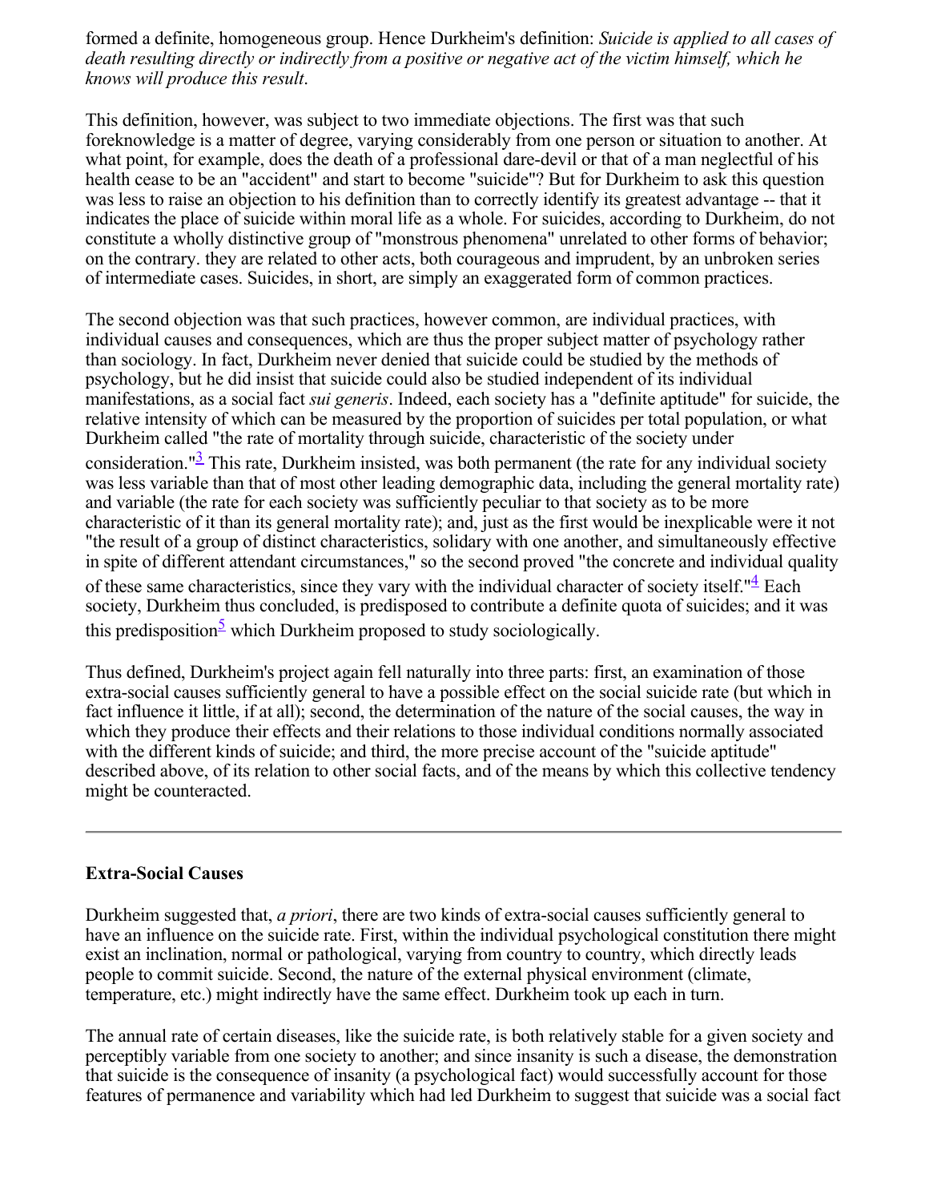formed a definite, homogeneous group. Hence Durkheim's definition: *Suicide is applied to all cases of death resulting directly or indirectly from a positive or negative act of the victim himself, which he knows will produce this result*.

This definition, however, was subject to two immediate objections. The first was that such foreknowledge is a matter of degree, varying considerably from one person or situation to another. At what point, for example, does the death of a professional dare-devil or that of a man neglectful of his health cease to be an "accident" and start to become "suicide"? But for Durkheim to ask this question was less to raise an objection to his definition than to correctly identify its greatest advantage -- that it indicates the place of suicide within moral life as a whole. For suicides, according to Durkheim, do not constitute a wholly distinctive group of "monstrous phenomena" unrelated to other forms of behavior; on the contrary. they are related to other acts, both courageous and imprudent, by an unbroken series of intermediate cases. Suicides, in short, are simply an exaggerated form of common practices.

The second objection was that such practices, however common, are individual practices, with individual causes and consequences, which are thus the proper subject matter of psychology rather than sociology. In fact, Durkheim never denied that suicide could be studied by the methods of psychology, but he did insist that suicide could also be studied independent of its individual manifestations, as a social fact *sui generis*. Indeed, each society has a "definite aptitude" for suicide, the relative intensity of which can be measured by the proportion of suicides per total population, or what Durkheim called "the rate of mortality through suicide, characteristic of the society under consideration."[3] This rate, Durkheim insisted, was both permanent (the rate for any individual society was less variable than that of most other leading demographic data, including the general mortality rate) and variable (the rate for each society was sufficiently peculiar to that society as to be more characteristic of it than its general mortality rate); and, just as the first would be inexplicable were it not "the result of a group of distinct characteristics, solidary with one another, and simultaneously effective in spite of different attendant circumstances," so the second proved "the concrete and individual quality of these same characteristics, since they vary with the individual character of society itself."[4] Each society, Durkheim thus concluded, is predisposed to contribute a definite quota of suicides; and it was this predisposition[5] which Durkheim proposed to study sociologically.

Thus defined, Durkheim's project again fell naturally into three parts: first, an examination of those extra-social causes sufficiently general to have a possible effect on the social suicide rate (but which in fact influence it little, if at all); second, the determination of the nature of the social causes, the way in which they produce their effects and their relations to those individual conditions normally associated with the different kinds of suicide; and third, the more precise account of the "suicide aptitude" described above, of its relation to other social facts, and of the means by which this collective tendency might be counteracted.

---

**Extra-Social Causes**

Durkheim suggested that, *a priori*, there are two kinds of extra-social causes sufficiently general to have an influence on the suicide rate. First, within the individual psychological constitution there might exist an inclination, normal or pathological, varying from country to country, which directly leads people to commit suicide. Second, the nature of the external physical environment (climate, temperature, etc.) might indirectly have the same effect. Durkheim took up each in turn.

The annual rate of certain diseases, like the suicide rate, is both relatively stable for a given society and perceptibly variable from one society to another; and since insanity is such a disease, the demonstration that suicide is the consequence of insanity (a psychological fact) would successfully account for those features of permanence and variability which had led Durkheim to suggest that suicide was a social fact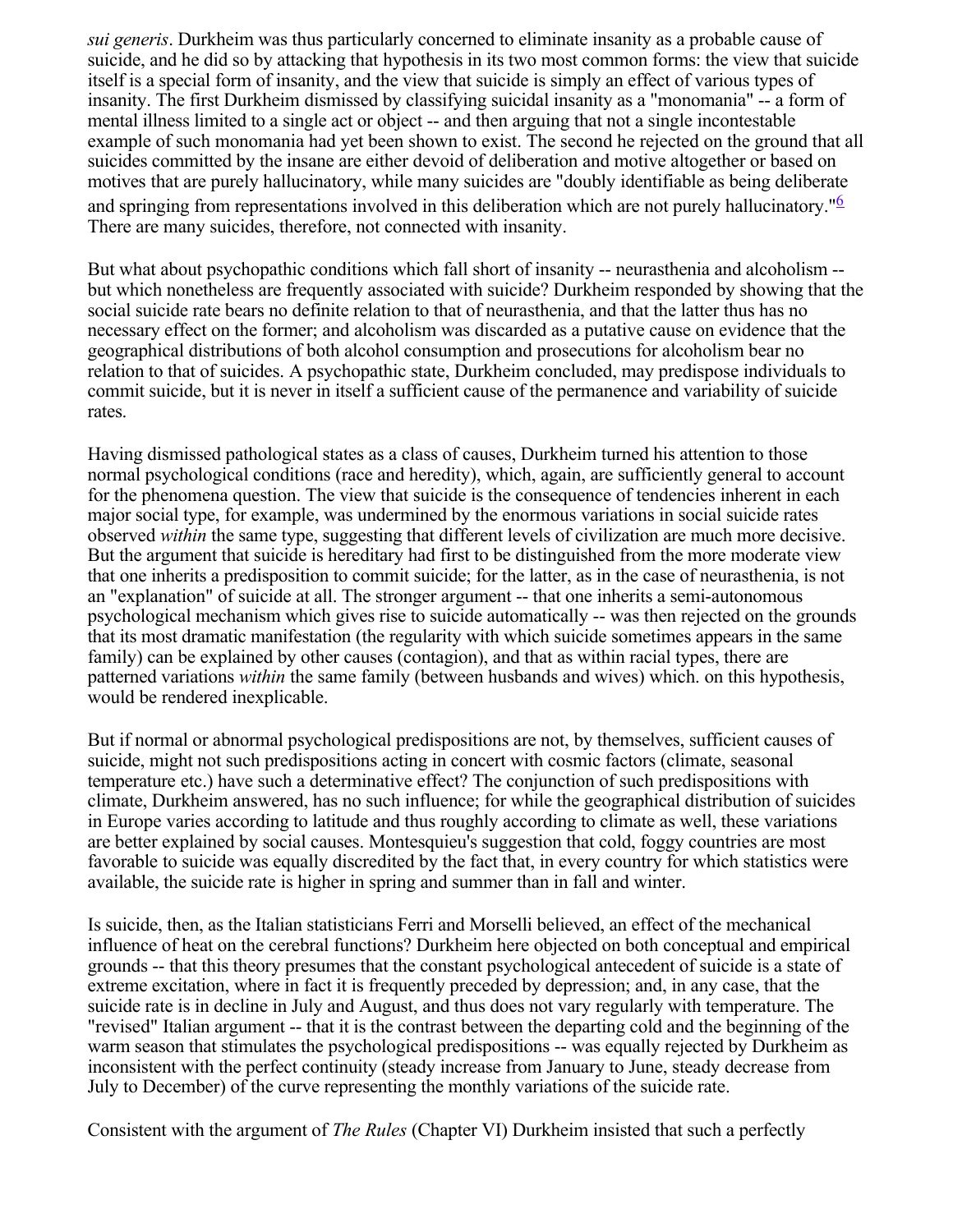*sui generis*. Durkheim was thus particularly concerned to eliminate insanity as a probable cause of suicide, and he did so by attacking that hypothesis in its two most common forms: the view that suicide itself is a special form of insanity, and the view that suicide is simply an effect of various types of insanity. The first Durkheim dismissed by classifying suicidal insanity as a "monomania" -- a form of mental illness limited to a single act or object -- and then arguing that not a single incontestable example of such monomania had yet been shown to exist. The second he rejected on the ground that all suicides committed by the insane are either devoid of deliberation and motive altogether or based on motives that are purely hallucinatory, while many suicides are "doubly identifiable as being deliberate and springing from representations involved in this deliberation which are not purely hallucinatory."[6] There are many suicides, therefore, not connected with insanity.

But what about psychopathic conditions which fall short of insanity -- neurasthenia and alcoholism -- but which nonetheless are frequently associated with suicide? Durkheim responded by showing that the social suicide rate bears no definite relation to that of neurasthenia, and that the latter thus has no necessary effect on the former; and alcoholism was discarded as a putative cause on evidence that the geographical distributions of both alcohol consumption and prosecutions for alcoholism bear no relation to that of suicides. A psychopathic state, Durkheim concluded, may predispose individuals to commit suicide, but it is never in itself a sufficient cause of the permanence and variability of suicide rates.

Having dismissed pathological states as a class of causes, Durkheim turned his attention to those normal psychological conditions (race and heredity), which, again, are sufficiently general to account for the phenomena question. The view that suicide is the consequence of tendencies inherent in each major social type, for example, was undermined by the enormous variations in social suicide rates observed *within* the same type, suggesting that different levels of civilization are much more decisive. But the argument that suicide is hereditary had first to be distinguished from the more moderate view that one inherits a predisposition to commit suicide; for the latter, as in the case of neurasthenia, is not an "explanation" of suicide at all. The stronger argument -- that one inherits a semi-autonomous psychological mechanism which gives rise to suicide automatically -- was then rejected on the grounds that its most dramatic manifestation (the regularity with which suicide sometimes appears in the same family) can be explained by other causes (contagion), and that as within racial types, there are patterned variations *within* the same family (between husbands and wives) which. on this hypothesis, would be rendered inexplicable.

But if normal or abnormal psychological predispositions are not, by themselves, sufficient causes of suicide, might not such predispositions acting in concert with cosmic factors (climate, seasonal temperature etc.) have such a determinative effect? The conjunction of such predispositions with climate, Durkheim answered, has no such influence; for while the geographical distribution of suicides in Europe varies according to latitude and thus roughly according to climate as well, these variations are better explained by social causes. Montesquieu's suggestion that cold, foggy countries are most favorable to suicide was equally discredited by the fact that, in every country for which statistics were available, the suicide rate is higher in spring and summer than in fall and winter.

Is suicide, then, as the Italian statisticians Ferri and Morselli believed, an effect of the mechanical influence of heat on the cerebral functions? Durkheim here objected on both conceptual and empirical grounds -- that this theory presumes that the constant psychological antecedent of suicide is a state of extreme excitation, where in fact it is frequently preceded by depression; and, in any case, that the suicide rate is in decline in July and August, and thus does not vary regularly with temperature. The "revised" Italian argument -- that it is the contrast between the departing cold and the beginning of the warm season that stimulates the psychological predispositions -- was equally rejected by Durkheim as inconsistent with the perfect continuity (steady increase from January to June, steady decrease from July to December) of the curve representing the monthly variations of the suicide rate.

Consistent with the argument of *The Rules* (Chapter VI) Durkheim insisted that such a perfectly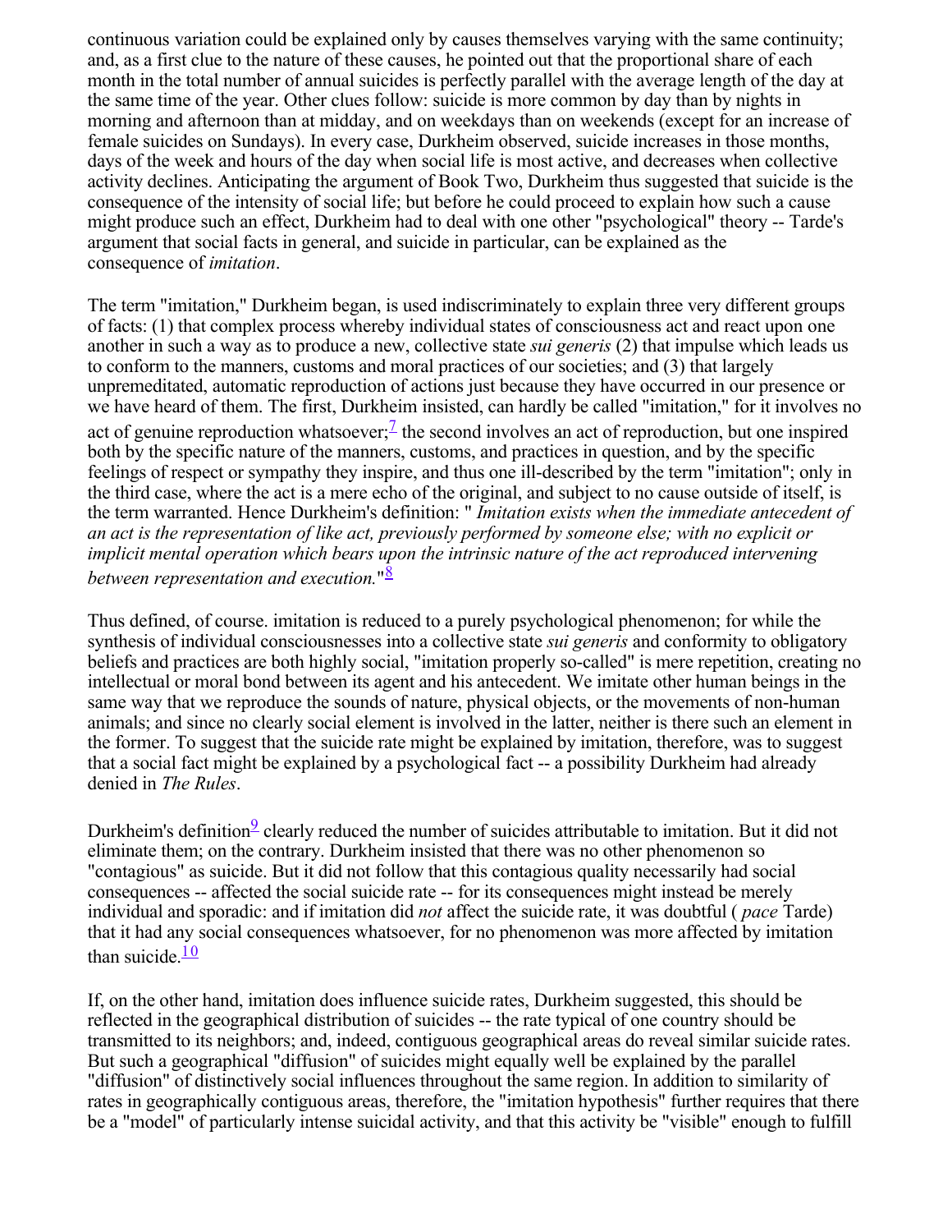continuous variation could be explained only by causes themselves varying with the same continuity; and, as a first clue to the nature of these causes, he pointed out that the proportional share of each month in the total number of annual suicides is perfectly parallel with the average length of the day at the same time of the year. Other clues follow: suicide is more common by day than by nights in morning and afternoon than at midday, and on weekdays than on weekends (except for an increase of female suicides on Sundays). In every case, Durkheim observed, suicide increases in those months, days of the week and hours of the day when social life is most active, and decreases when collective activity declines. Anticipating the argument of Book Two, Durkheim thus suggested that suicide is the consequence of the intensity of social life; but before he could proceed to explain how such a cause might produce such an effect, Durkheim had to deal with one other "psychological" theory -- Tarde's argument that social facts in general, and suicide in particular, can be explained as the consequence of *imitation*.

The term "imitation," Durkheim began, is used indiscriminately to explain three very different groups of facts: (1) that complex process whereby individual states of consciousness act and react upon one another in such a way as to produce a new, collective state *sui generis* (2) that impulse which leads us to conform to the manners, customs and moral practices of our societies; and (3) that largely unpremeditated, automatic reproduction of actions just because they have occurred in our presence or we have heard of them. The first, Durkheim insisted, can hardly be called "imitation," for it involves no act of genuine reproduction whatsoever;[7] the second involves an act of reproduction, but one inspired both by the specific nature of the manners, customs, and practices in question, and by the specific feelings of respect or sympathy they inspire, and thus one ill-described by the term "imitation"; only in the third case, where the act is a mere echo of the original, and subject to no cause outside of itself, is the term warranted. Hence Durkheim's definition: " *Imitation exists when the immediate antecedent of an act is the representation of like act, previously performed by someone else; with no explicit or implicit mental operation which bears upon the intrinsic nature of the act reproduced intervening between representation and execution.*"[8]

Thus defined, of course. imitation is reduced to a purely psychological phenomenon; for while the synthesis of individual consciousnesses into a collective state *sui generis* and conformity to obligatory beliefs and practices are both highly social, "imitation properly so-called" is mere repetition, creating no intellectual or moral bond between its agent and his antecedent. We imitate other human beings in the same way that we reproduce the sounds of nature, physical objects, or the movements of non-human animals; and since no clearly social element is involved in the latter, neither is there such an element in the former. To suggest that the suicide rate might be explained by imitation, therefore, was to suggest that a social fact might be explained by a psychological fact -- a possibility Durkheim had already denied in *The Rules*.

Durkheim's definition[9] clearly reduced the number of suicides attributable to imitation. But it did not eliminate them; on the contrary. Durkheim insisted that there was no other phenomenon so "contagious" as suicide. But it did not follow that this contagious quality necessarily had social consequences -- affected the social suicide rate -- for its consequences might instead be merely individual and sporadic: and if imitation did *not* affect the suicide rate, it was doubtful ( *pace* Tarde) that it had any social consequences whatsoever, for no phenomenon was more affected by imitation than suicide.[10]

If, on the other hand, imitation does influence suicide rates, Durkheim suggested, this should be reflected in the geographical distribution of suicides -- the rate typical of one country should be transmitted to its neighbors; and, indeed, contiguous geographical areas do reveal similar suicide rates. But such a geographical "diffusion" of suicides might equally well be explained by the parallel "diffusion" of distinctively social influences throughout the same region. In addition to similarity of rates in geographically contiguous areas, therefore, the "imitation hypothesis" further requires that there be a "model" of particularly intense suicidal activity, and that this activity be "visible" enough to fulfill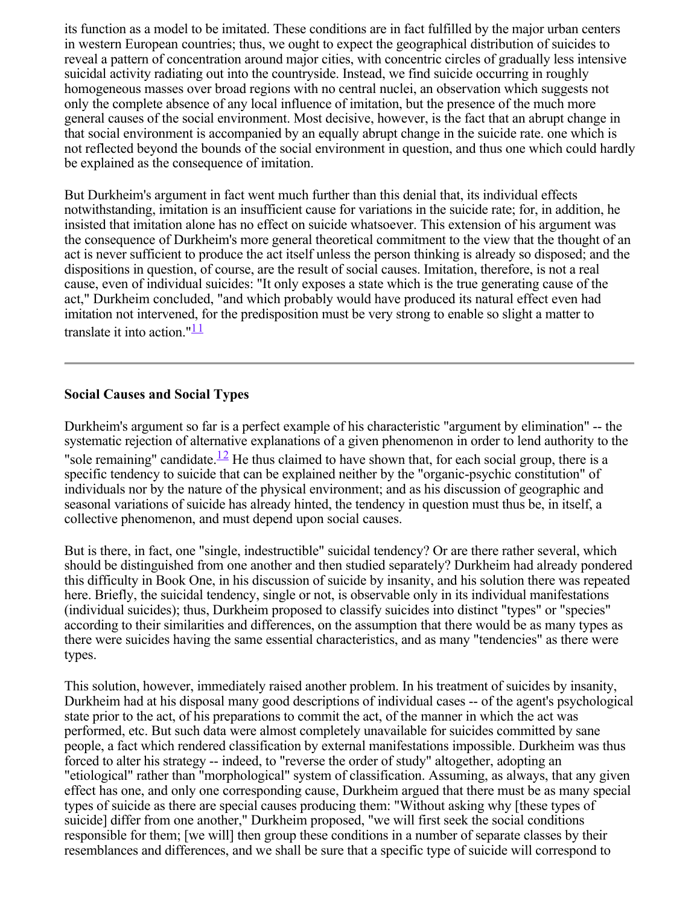its function as a model to be imitated. These conditions are in fact fulfilled by the major urban centers in western European countries; thus, we ought to expect the geographical distribution of suicides to reveal a pattern of concentration around major cities, with concentric circles of gradually less intensive suicidal activity radiating out into the countryside. Instead, we find suicide occurring in roughly homogeneous masses over broad regions with no central nuclei, an observation which suggests not only the complete absence of any local influence of imitation, but the presence of the much more general causes of the social environment. Most decisive, however, is the fact that an abrupt change in that social environment is accompanied by an equally abrupt change in the suicide rate. one which is not reflected beyond the bounds of the social environment in question, and thus one which could hardly be explained as the consequence of imitation.

But Durkheim's argument in fact went much further than this denial that, its individual effects notwithstanding, imitation is an insufficient cause for variations in the suicide rate; for, in addition, he insisted that imitation alone has no effect on suicide whatsoever. This extension of his argument was the consequence of Durkheim's more general theoretical commitment to the view that the thought of an act is never sufficient to produce the act itself unless the person thinking is already so disposed; and the dispositions in question, of course, are the result of social causes. Imitation, therefore, is not a real cause, even of individual suicides: "It only exposes a state which is the true generating cause of the act," Durkheim concluded, "and which probably would have produced its natural effect even had imitation not intervened, for the predisposition must be very strong to enable so slight a matter to translate it into action."[11]

---

## Social Causes and Social Types

Durkheim's argument so far is a perfect example of his characteristic "argument by elimination" -- the systematic rejection of alternative explanations of a given phenomenon in order to lend authority to the "sole remaining" candidate.[12] He thus claimed to have shown that, for each social group, there is a specific tendency to suicide that can be explained neither by the "organic-psychic constitution" of individuals nor by the nature of the physical environment; and as his discussion of geographic and seasonal variations of suicide has already hinted, the tendency in question must thus be, in itself, a collective phenomenon, and must depend upon social causes.

But is there, in fact, one "single, indestructible" suicidal tendency? Or are there rather several, which should be distinguished from one another and then studied separately? Durkheim had already pondered this difficulty in Book One, in his discussion of suicide by insanity, and his solution there was repeated here. Briefly, the suicidal tendency, single or not, is observable only in its individual manifestations (individual suicides); thus, Durkheim proposed to classify suicides into distinct "types" or "species" according to their similarities and differences, on the assumption that there would be as many types as there were suicides having the same essential characteristics, and as many "tendencies" as there were types.

This solution, however, immediately raised another problem. In his treatment of suicides by insanity, Durkheim had at his disposal many good descriptions of individual cases -- of the agent's psychological state prior to the act, of his preparations to commit the act, of the manner in which the act was performed, etc. But such data were almost completely unavailable for suicides committed by sane people, a fact which rendered classification by external manifestations impossible. Durkheim was thus forced to alter his strategy -- indeed, to "reverse the order of study" altogether, adopting an "etiological" rather than "morphological" system of classification. Assuming, as always, that any given effect has one, and only one corresponding cause, Durkheim argued that there must be as many special types of suicide as there are special causes producing them: "Without asking why [these types of suicide] differ from one another," Durkheim proposed, "we will first seek the social conditions responsible for them; [we will] then group these conditions in a number of separate classes by their resemblances and differences, and we shall be sure that a specific type of suicide will correspond to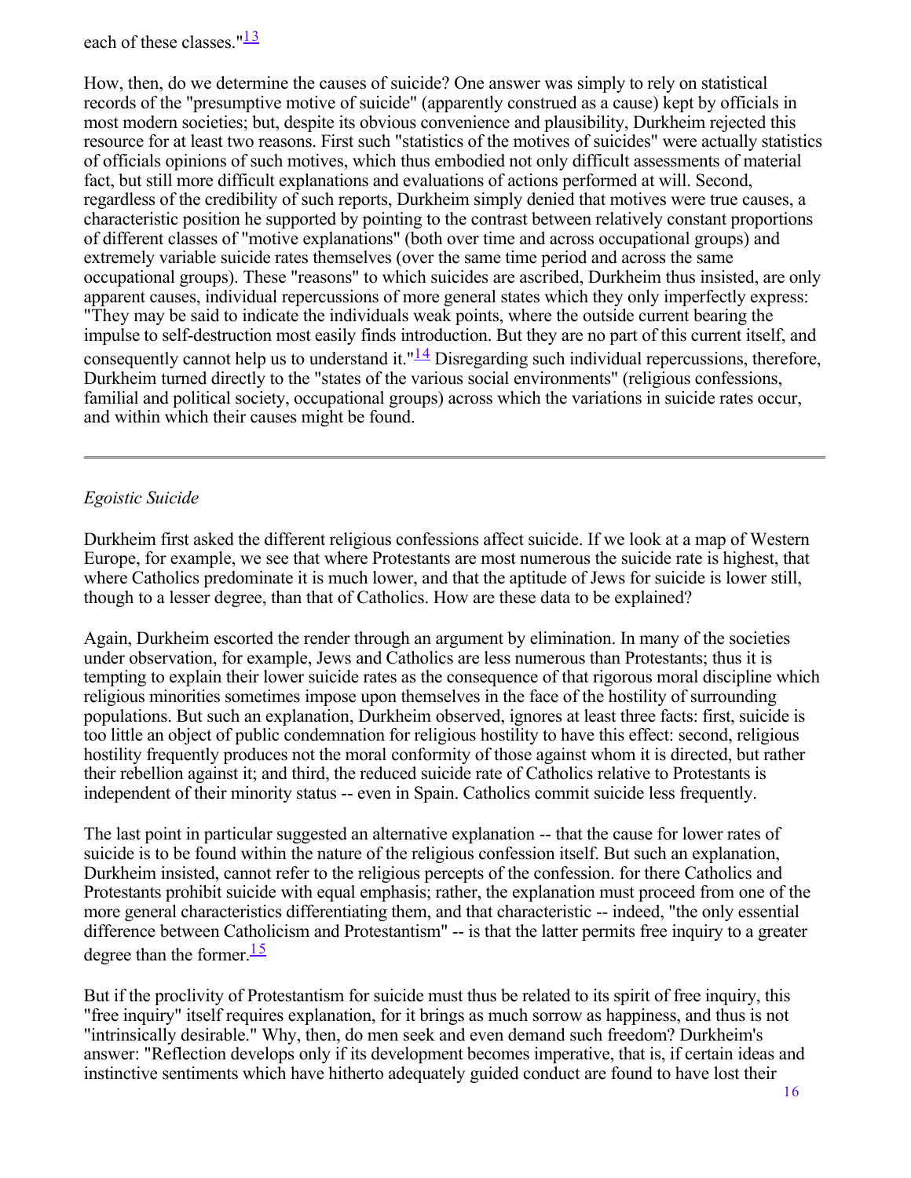each of these classes."[13]

How, then, do we determine the causes of suicide? One answer was simply to rely on statistical records of the "presumptive motive of suicide" (apparently construed as a cause) kept by officials in most modern societies; but, despite its obvious convenience and plausibility, Durkheim rejected this resource for at least two reasons. First such "statistics of the motives of suicides" were actually statistics of officials opinions of such motives, which thus embodied not only difficult assessments of material fact, but still more difficult explanations and evaluations of actions performed at will. Second, regardless of the credibility of such reports, Durkheim simply denied that motives were true causes, a characteristic position he supported by pointing to the contrast between relatively constant proportions of different classes of "motive explanations" (both over time and across occupational groups) and extremely variable suicide rates themselves (over the same time period and across the same occupational groups). These "reasons" to which suicides are ascribed, Durkheim thus insisted, are only apparent causes, individual repercussions of more general states which they only imperfectly express: "They may be said to indicate the individuals weak points, where the outside current bearing the impulse to self-destruction most easily finds introduction. But they are no part of this current itself, and consequently cannot help us to understand it."[14] Disregarding such individual repercussions, therefore, Durkheim turned directly to the "states of the various social environments" (religious confessions, familial and political society, occupational groups) across which the variations in suicide rates occur, and within which their causes might be found.

---

*Egoistic Suicide*

Durkheim first asked the different religious confessions affect suicide. If we look at a map of Western Europe, for example, we see that where Protestants are most numerous the suicide rate is highest, that where Catholics predominate it is much lower, and that the aptitude of Jews for suicide is lower still, though to a lesser degree, than that of Catholics. How are these data to be explained?

Again, Durkheim escorted the render through an argument by elimination. In many of the societies under observation, for example, Jews and Catholics are less numerous than Protestants; thus it is tempting to explain their lower suicide rates as the consequence of that rigorous moral discipline which religious minorities sometimes impose upon themselves in the face of the hostility of surrounding populations. But such an explanation, Durkheim observed, ignores at least three facts: first, suicide is too little an object of public condemnation for religious hostility to have this effect: second, religious hostility frequently produces not the moral conformity of those against whom it is directed, but rather their rebellion against it; and third, the reduced suicide rate of Catholics relative to Protestants is independent of their minority status -- even in Spain. Catholics commit suicide less frequently.

The last point in particular suggested an alternative explanation -- that the cause for lower rates of suicide is to be found within the nature of the religious confession itself. But such an explanation, Durkheim insisted, cannot refer to the religious percepts of the confession. for there Catholics and Protestants prohibit suicide with equal emphasis; rather, the explanation must proceed from one of the more general characteristics differentiating them, and that characteristic -- indeed, "the only essential difference between Catholicism and Protestantism" -- is that the latter permits free inquiry to a greater degree than the former.[15]

But if the proclivity of Protestantism for suicide must thus be related to its spirit of free inquiry, this "free inquiry" itself requires explanation, for it brings as much sorrow as happiness, and thus is not "intrinsically desirable." Why, then, do men seek and even demand such freedom? Durkheim's answer: "Reflection develops only if its development becomes imperative, that is, if certain ideas and instinctive sentiments which have hitherto adequately guided conduct are found to have lost their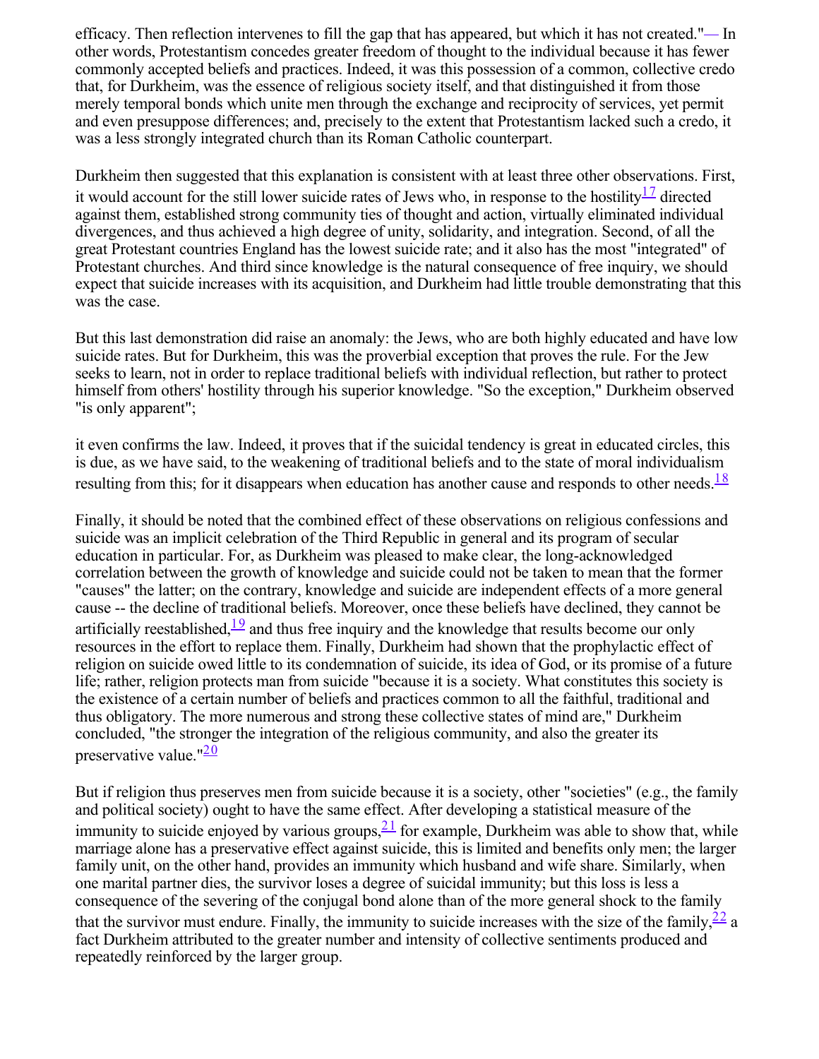efficacy. Then reflection intervenes to fill the gap that has appeared, but which it has not created."— In other words, Protestantism concedes greater freedom of thought to the individual because it has fewer commonly accepted beliefs and practices. Indeed, it was this possession of a common, collective credo that, for Durkheim, was the essence of religious society itself, and that distinguished it from those merely temporal bonds which unite men through the exchange and reciprocity of services, yet permit and even presuppose differences; and, precisely to the extent that Protestantism lacked such a credo, it was a less strongly integrated church than its Roman Catholic counterpart.

Durkheim then suggested that this explanation is consistent with at least three other observations. First, it would account for the still lower suicide rates of Jews who, in response to the hostility[17] directed against them, established strong community ties of thought and action, virtually eliminated individual divergences, and thus achieved a high degree of unity, solidarity, and integration. Second, of all the great Protestant countries England has the lowest suicide rate; and it also has the most "integrated" of Protestant churches. And third since knowledge is the natural consequence of free inquiry, we should expect that suicide increases with its acquisition, and Durkheim had little trouble demonstrating that this was the case.

But this last demonstration did raise an anomaly: the Jews, who are both highly educated and have low suicide rates. But for Durkheim, this was the proverbial exception that proves the rule. For the Jew seeks to learn, not in order to replace traditional beliefs with individual reflection, but rather to protect himself from others' hostility through his superior knowledge. "So the exception," Durkheim observed "is only apparent";

it even confirms the law. Indeed, it proves that if the suicidal tendency is great in educated circles, this is due, as we have said, to the weakening of traditional beliefs and to the state of moral individualism resulting from this; for it disappears when education has another cause and responds to other needs.[18]

Finally, it should be noted that the combined effect of these observations on religious confessions and suicide was an implicit celebration of the Third Republic in general and its program of secular education in particular. For, as Durkheim was pleased to make clear, the long-acknowledged correlation between the growth of knowledge and suicide could not be taken to mean that the former "causes" the latter; on the contrary, knowledge and suicide are independent effects of a more general cause -- the decline of traditional beliefs. Moreover, once these beliefs have declined, they cannot be artificially reestablished,[19] and thus free inquiry and the knowledge that results become our only resources in the effort to replace them. Finally, Durkheim had shown that the prophylactic effect of religion on suicide owed little to its condemnation of suicide, its idea of God, or its promise of a future life; rather, religion protects man from suicide "because it is a society. What constitutes this society is the existence of a certain number of beliefs and practices common to all the faithful, traditional and thus obligatory. The more numerous and strong these collective states of mind are," Durkheim concluded, "the stronger the integration of the religious community, and also the greater its preservative value."[20]

But if religion thus preserves men from suicide because it is a society, other "societies" (e.g., the family and political society) ought to have the same effect. After developing a statistical measure of the immunity to suicide enjoyed by various groups,[21] for example, Durkheim was able to show that, while marriage alone has a preservative effect against suicide, this is limited and benefits only men; the larger family unit, on the other hand, provides an immunity which husband and wife share. Similarly, when one marital partner dies, the survivor loses a degree of suicidal immunity; but this loss is less a consequence of the severing of the conjugal bond alone than of the more general shock to the family that the survivor must endure. Finally, the immunity to suicide increases with the size of the family,[22] a fact Durkheim attributed to the greater number and intensity of collective sentiments produced and repeatedly reinforced by the larger group.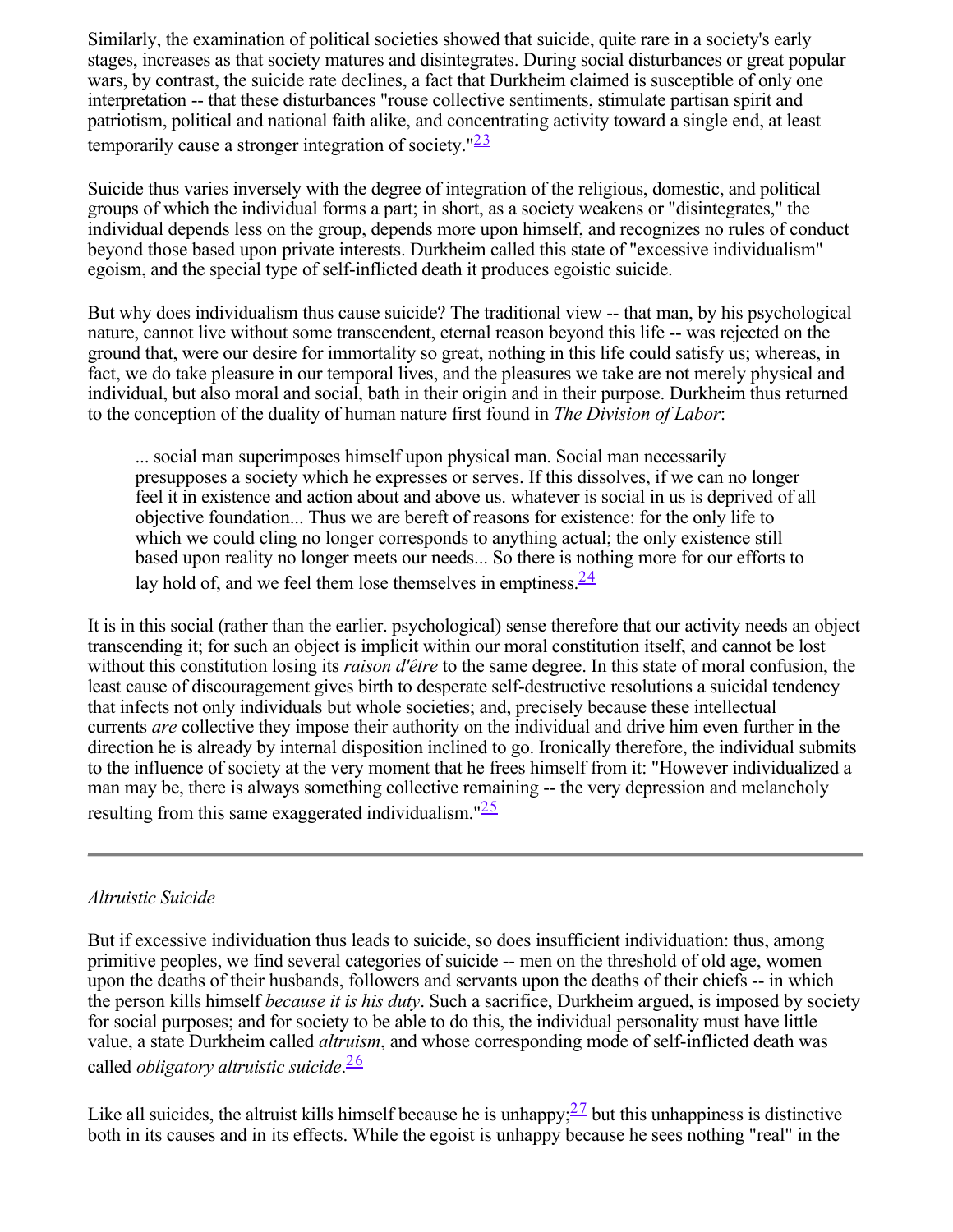Similarly, the examination of political societies showed that suicide, quite rare in a society's early stages, increases as that society matures and disintegrates. During social disturbances or great popular wars, by contrast, the suicide rate declines, a fact that Durkheim claimed is susceptible of only one interpretation -- that these disturbances "rouse collective sentiments, stimulate partisan spirit and patriotism, political and national faith alike, and concentrating activity toward a single end, at least temporarily cause a stronger integration of society."[23]

Suicide thus varies inversely with the degree of integration of the religious, domestic, and political groups of which the individual forms a part; in short, as a society weakens or "disintegrates," the individual depends less on the group, depends more upon himself, and recognizes no rules of conduct beyond those based upon private interests. Durkheim called this state of "excessive individualism" egoism, and the special type of self-inflicted death it produces egoistic suicide.

But why does individualism thus cause suicide? The traditional view -- that man, by his psychological nature, cannot live without some transcendent, eternal reason beyond this life -- was rejected on the ground that, were our desire for immortality so great, nothing in this life could satisfy us; whereas, in fact, we do take pleasure in our temporal lives, and the pleasures we take are not merely physical and individual, but also moral and social, bath in their origin and in their purpose. Durkheim thus returned to the conception of the duality of human nature first found in *The Division of Labor*:

> ... social man superimposes himself upon physical man. Social man necessarily presupposes a society which he expresses or serves. If this dissolves, if we can no longer feel it in existence and action about and above us. whatever is social in us is deprived of all objective foundation... Thus we are bereft of reasons for existence: for the only life to which we could cling no longer corresponds to anything actual; the only existence still based upon reality no longer meets our needs... So there is nothing more for our efforts to lay hold of, and we feel them lose themselves in emptiness.[24]

It is in this social (rather than the earlier. psychological) sense therefore that our activity needs an object transcending it; for such an object is implicit within our moral constitution itself, and cannot be lost without this constitution losing its *raison d'être* to the same degree. In this state of moral confusion, the least cause of discouragement gives birth to desperate self-destructive resolutions a suicidal tendency that infects not only individuals but whole societies; and, precisely because these intellectual currents *are* collective they impose their authority on the individual and drive him even further in the direction he is already by internal disposition inclined to go. Ironically therefore, the individual submits to the influence of society at the very moment that he frees himself from it: "However individualized a man may be, there is always something collective remaining -- the very depression and melancholy resulting from this same exaggerated individualism."[25]

---

*Altruistic Suicide*

But if excessive individuation thus leads to suicide, so does insufficient individuation: thus, among primitive peoples, we find several categories of suicide -- men on the threshold of old age, women upon the deaths of their husbands, followers and servants upon the deaths of their chiefs -- in which the person kills himself *because it is his duty*. Such a sacrifice, Durkheim argued, is imposed by society for social purposes; and for society to be able to do this, the individual personality must have little value, a state Durkheim called *altruism*, and whose corresponding mode of self-inflicted death was called *obligatory altruistic suicide*.[26]

Like all suicides, the altruist kills himself because he is unhappy;[27] but this unhappiness is distinctive both in its causes and in its effects. While the egoist is unhappy because he sees nothing "real" in the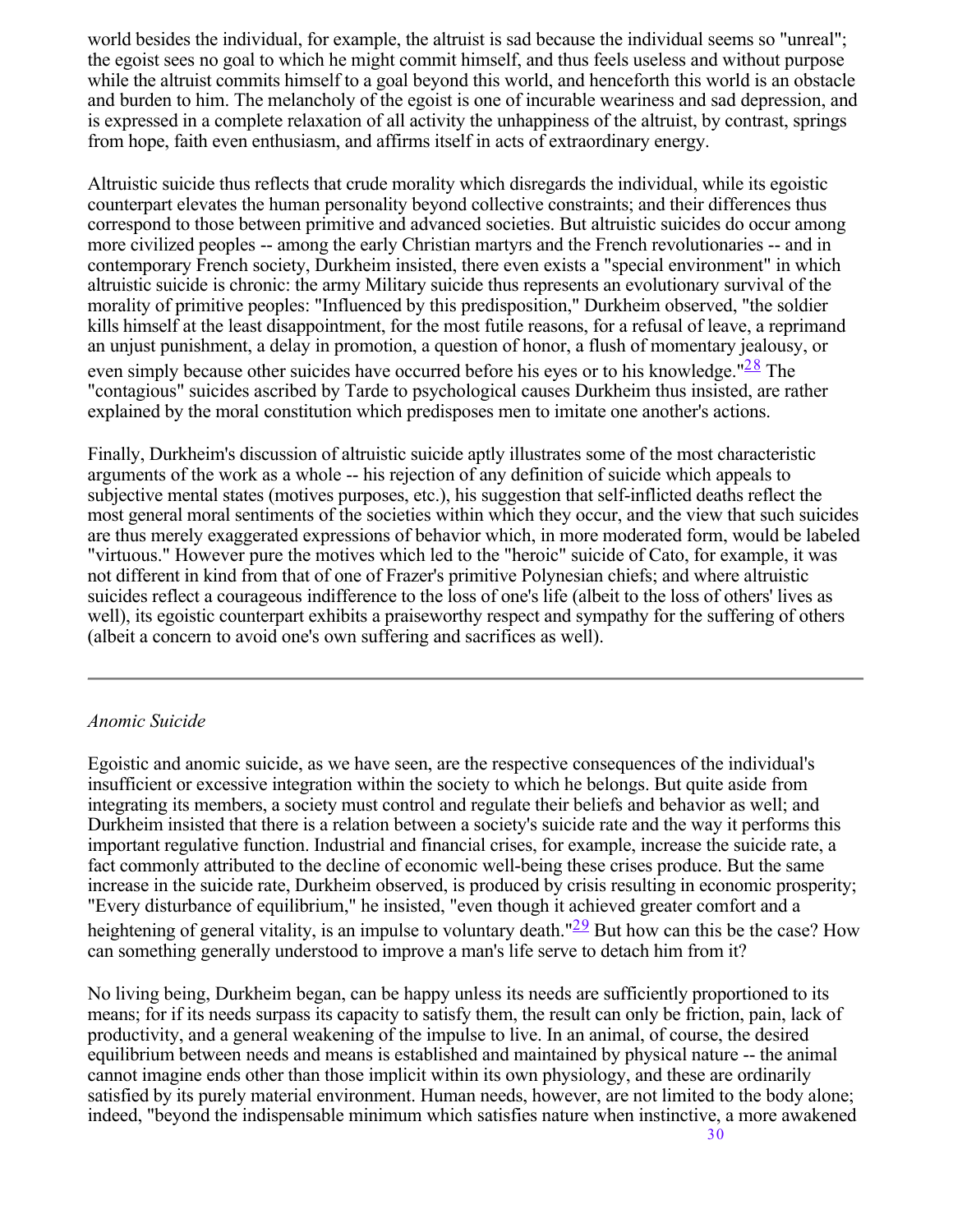world besides the individual, for example, the altruist is sad because the individual seems so "unreal"; the egoist sees no goal to which he might commit himself, and thus feels useless and without purpose while the altruist commits himself to a goal beyond this world, and henceforth this world is an obstacle and burden to him. The melancholy of the egoist is one of incurable weariness and sad depression, and is expressed in a complete relaxation of all activity the unhappiness of the altruist, by contrast, springs from hope, faith even enthusiasm, and affirms itself in acts of extraordinary energy.

Altruistic suicide thus reflects that crude morality which disregards the individual, while its egoistic counterpart elevates the human personality beyond collective constraints; and their differences thus correspond to those between primitive and advanced societies. But altruistic suicides do occur among more civilized peoples -- among the early Christian martyrs and the French revolutionaries -- and in contemporary French society, Durkheim insisted, there even exists a "special environment" in which altruistic suicide is chronic: the army Military suicide thus represents an evolutionary survival of the morality of primitive peoples: "Influenced by this predisposition," Durkheim observed, "the soldier kills himself at the least disappointment, for the most futile reasons, for a refusal of leave, a reprimand an unjust punishment, a delay in promotion, a question of honor, a flush of momentary jealousy, or even simply because other suicides have occurred before his eyes or to his knowledge."[28] The "contagious" suicides ascribed by Tarde to psychological causes Durkheim thus insisted, are rather explained by the moral constitution which predisposes men to imitate one another's actions.

Finally, Durkheim's discussion of altruistic suicide aptly illustrates some of the most characteristic arguments of the work as a whole -- his rejection of any definition of suicide which appeals to subjective mental states (motives purposes, etc.), his suggestion that self-inflicted deaths reflect the most general moral sentiments of the societies within which they occur, and the view that such suicides are thus merely exaggerated expressions of behavior which, in more moderated form, would be labeled "virtuous." However pure the motives which led to the "heroic" suicide of Cato, for example, it was not different in kind from that of one of Frazer's primitive Polynesian chiefs; and where altruistic suicides reflect a courageous indifference to the loss of one's life (albeit to the loss of others' lives as well), its egoistic counterpart exhibits a praiseworthy respect and sympathy for the suffering of others (albeit a concern to avoid one's own suffering and sacrifices as well).

---

### *Anomic Suicide*

Egoistic and anomic suicide, as we have seen, are the respective consequences of the individual's insufficient or excessive integration within the society to which he belongs. But quite aside from integrating its members, a society must control and regulate their beliefs and behavior as well; and Durkheim insisted that there is a relation between a society's suicide rate and the way it performs this important regulative function. Industrial and financial crises, for example, increase the suicide rate, a fact commonly attributed to the decline of economic well-being these crises produce. But the same increase in the suicide rate, Durkheim observed, is produced by crisis resulting in economic prosperity; "Every disturbance of equilibrium," he insisted, "even though it achieved greater comfort and a heightening of general vitality, is an impulse to voluntary death."[29] But how can this be the case? How can something generally understood to improve a man's life serve to detach him from it?

No living being, Durkheim began, can be happy unless its needs are sufficiently proportioned to its means; for if its needs surpass its capacity to satisfy them, the result can only be friction, pain, lack of productivity, and a general weakening of the impulse to live. In an animal, of course, the desired equilibrium between needs and means is established and maintained by physical nature -- the animal cannot imagine ends other than those implicit within its own physiology, and these are ordinarily satisfied by its purely material environment. Human needs, however, are not limited to the body alone; indeed, "beyond the indispensable minimum which satisfies nature when instinctive, a more awakened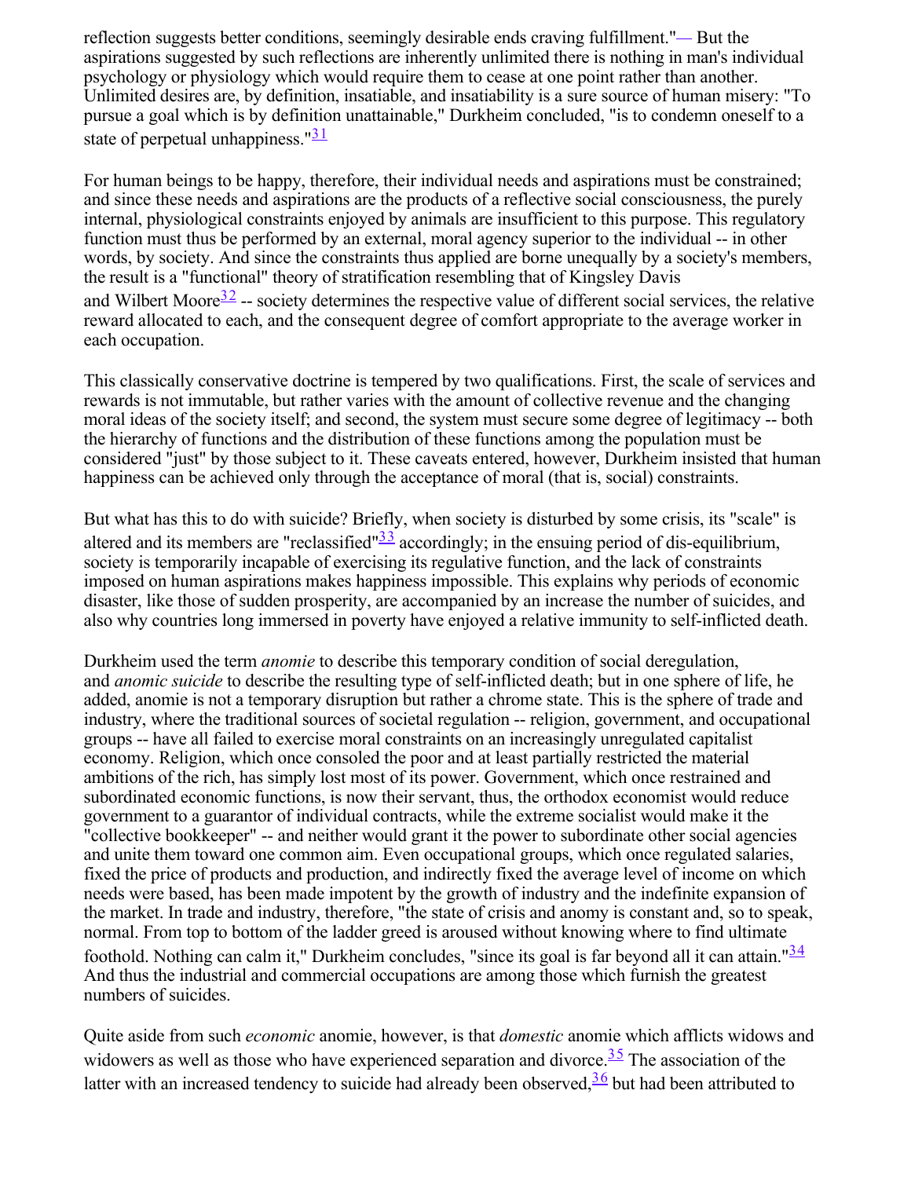reflection suggests better conditions, seemingly desirable ends craving fulfillment."— But the aspirations suggested by such reflections are inherently unlimited there is nothing in man's individual psychology or physiology which would require them to cease at one point rather than another. Unlimited desires are, by definition, insatiable, and insatiability is a sure source of human misery: "To pursue a goal which is by definition unattainable," Durkheim concluded, "is to condemn oneself to a state of perpetual unhappiness."[31]

For human beings to be happy, therefore, their individual needs and aspirations must be constrained; and since these needs and aspirations are the products of a reflective social consciousness, the purely internal, physiological constraints enjoyed by animals are insufficient to this purpose. This regulatory function must thus be performed by an external, moral agency superior to the individual -- in other words, by society. And since the constraints thus applied are borne unequally by a society's members, the result is a "functional" theory of stratification resembling that of Kingsley Davis and Wilbert Moore[32] -- society determines the respective value of different social services, the relative reward allocated to each, and the consequent degree of comfort appropriate to the average worker in each occupation.

This classically conservative doctrine is tempered by two qualifications. First, the scale of services and rewards is not immutable, but rather varies with the amount of collective revenue and the changing moral ideas of the society itself; and second, the system must secure some degree of legitimacy -- both the hierarchy of functions and the distribution of these functions among the population must be considered "just" by those subject to it. These caveats entered, however, Durkheim insisted that human happiness can be achieved only through the acceptance of moral (that is, social) constraints.

But what has this to do with suicide? Briefly, when society is disturbed by some crisis, its "scale" is altered and its members are "reclassified"[33] accordingly; in the ensuing period of dis-equilibrium, society is temporarily incapable of exercising its regulative function, and the lack of constraints imposed on human aspirations makes happiness impossible. This explains why periods of economic disaster, like those of sudden prosperity, are accompanied by an increase the number of suicides, and also why countries long immersed in poverty have enjoyed a relative immunity to self-inflicted death.

Durkheim used the term *anomie* to describe this temporary condition of social deregulation, and *anomic suicide* to describe the resulting type of self-inflicted death; but in one sphere of life, he added, anomie is not a temporary disruption but rather a chrome state. This is the sphere of trade and industry, where the traditional sources of societal regulation -- religion, government, and occupational groups -- have all failed to exercise moral constraints on an increasingly unregulated capitalist economy. Religion, which once consoled the poor and at least partially restricted the material ambitions of the rich, has simply lost most of its power. Government, which once restrained and subordinated economic functions, is now their servant, thus, the orthodox economist would reduce government to a guarantor of individual contracts, while the extreme socialist would make it the "collective bookkeeper" -- and neither would grant it the power to subordinate other social agencies and unite them toward one common aim. Even occupational groups, which once regulated salaries, fixed the price of products and production, and indirectly fixed the average level of income on which needs were based, has been made impotent by the growth of industry and the indefinite expansion of the market. In trade and industry, therefore, "the state of crisis and anomy is constant and, so to speak, normal. From top to bottom of the ladder greed is aroused without knowing where to find ultimate foothold. Nothing can calm it," Durkheim concludes, "since its goal is far beyond all it can attain."[34] And thus the industrial and commercial occupations are among those which furnish the greatest numbers of suicides.

Quite aside from such *economic* anomie, however, is that *domestic* anomie which afflicts widows and widowers as well as those who have experienced separation and divorce.[35] The association of the latter with an increased tendency to suicide had already been observed,[36] but had been attributed to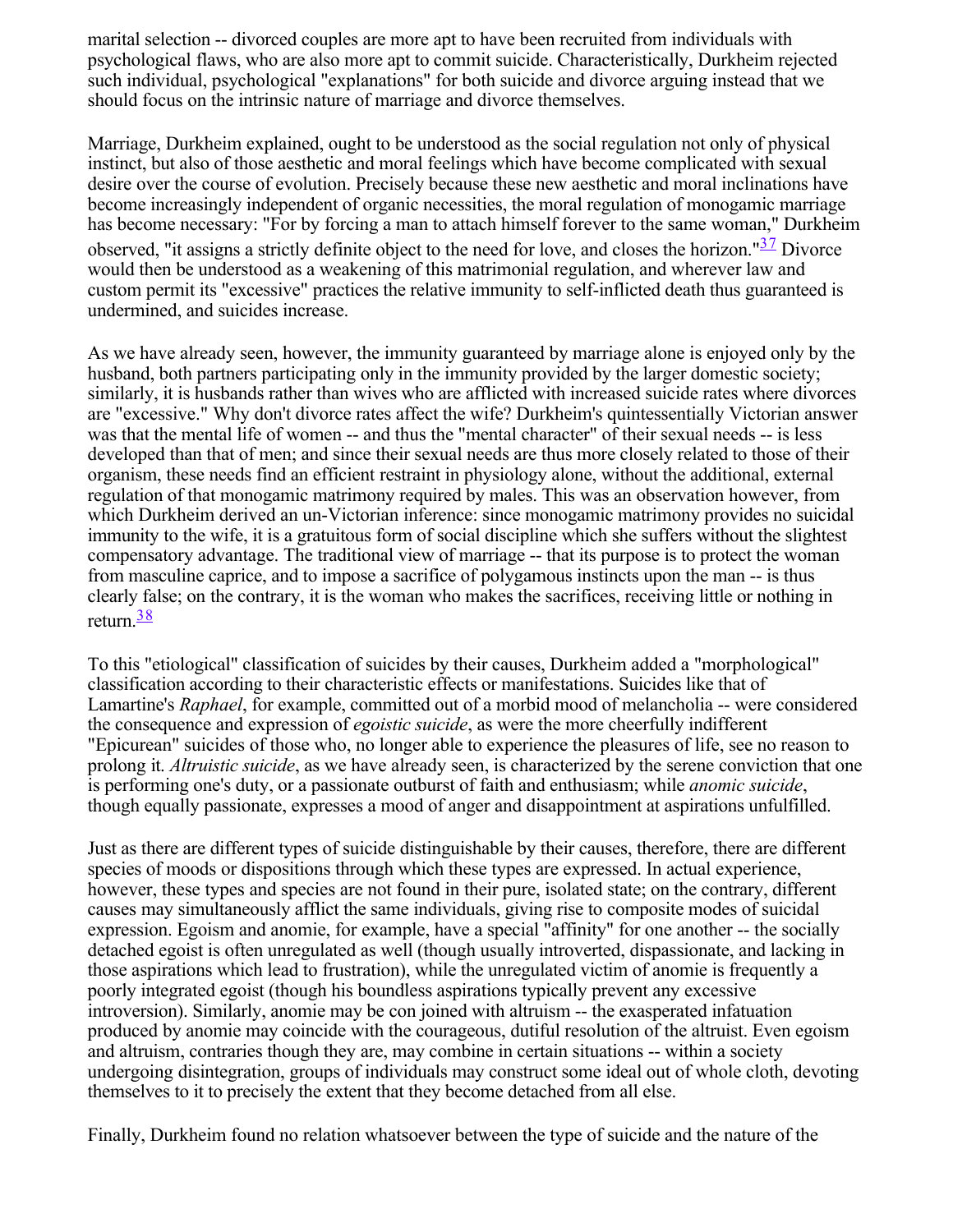marital selection -- divorced couples are more apt to have been recruited from individuals with psychological flaws, who are also more apt to commit suicide. Characteristically, Durkheim rejected such individual, psychological "explanations" for both suicide and divorce arguing instead that we should focus on the intrinsic nature of marriage and divorce themselves.

Marriage, Durkheim explained, ought to be understood as the social regulation not only of physical instinct, but also of those aesthetic and moral feelings which have become complicated with sexual desire over the course of evolution. Precisely because these new aesthetic and moral inclinations have become increasingly independent of organic necessities, the moral regulation of monogamic marriage has become necessary: "For by forcing a man to attach himself forever to the same woman," Durkheim observed, "it assigns a strictly definite object to the need for love, and closes the horizon."[37] Divorce would then be understood as a weakening of this matrimonial regulation, and wherever law and custom permit its "excessive" practices the relative immunity to self-inflicted death thus guaranteed is undermined, and suicides increase.

As we have already seen, however, the immunity guaranteed by marriage alone is enjoyed only by the husband, both partners participating only in the immunity provided by the larger domestic society; similarly, it is husbands rather than wives who are afflicted with increased suicide rates where divorces are "excessive." Why don't divorce rates affect the wife? Durkheim's quintessentially Victorian answer was that the mental life of women -- and thus the "mental character" of their sexual needs -- is less developed than that of men; and since their sexual needs are thus more closely related to those of their organism, these needs find an efficient restraint in physiology alone, without the additional, external regulation of that monogamic matrimony required by males. This was an observation however, from which Durkheim derived an un-Victorian inference: since monogamic matrimony provides no suicidal immunity to the wife, it is a gratuitous form of social discipline which she suffers without the slightest compensatory advantage. The traditional view of marriage -- that its purpose is to protect the woman from masculine caprice, and to impose a sacrifice of polygamous instincts upon the man -- is thus clearly false; on the contrary, it is the woman who makes the sacrifices, receiving little or nothing in return.[38]

To this "etiological" classification of suicides by their causes, Durkheim added a "morphological" classification according to their characteristic effects or manifestations. Suicides like that of Lamartine's *Raphael*, for example, committed out of a morbid mood of melancholia -- were considered the consequence and expression of *egoistic suicide*, as were the more cheerfully indifferent "Epicurean" suicides of those who, no longer able to experience the pleasures of life, see no reason to prolong it. *Altruistic suicide*, as we have already seen, is characterized by the serene conviction that one is performing one's duty, or a passionate outburst of faith and enthusiasm; while *anomic suicide*, though equally passionate, expresses a mood of anger and disappointment at aspirations unfulfilled.

Just as there are different types of suicide distinguishable by their causes, therefore, there are different species of moods or dispositions through which these types are expressed. In actual experience, however, these types and species are not found in their pure, isolated state; on the contrary, different causes may simultaneously afflict the same individuals, giving rise to composite modes of suicidal expression. Egoism and anomie, for example, have a special "affinity" for one another -- the socially detached egoist is often unregulated as well (though usually introverted, dispassionate, and lacking in those aspirations which lead to frustration), while the unregulated victim of anomie is frequently a poorly integrated egoist (though his boundless aspirations typically prevent any excessive introversion). Similarly, anomie may be con joined with altruism -- the exasperated infatuation produced by anomie may coincide with the courageous, dutiful resolution of the altruist. Even egoism and altruism, contraries though they are, may combine in certain situations -- within a society undergoing disintegration, groups of individuals may construct some ideal out of whole cloth, devoting themselves to it to precisely the extent that they become detached from all else.

Finally, Durkheim found no relation whatsoever between the type of suicide and the nature of the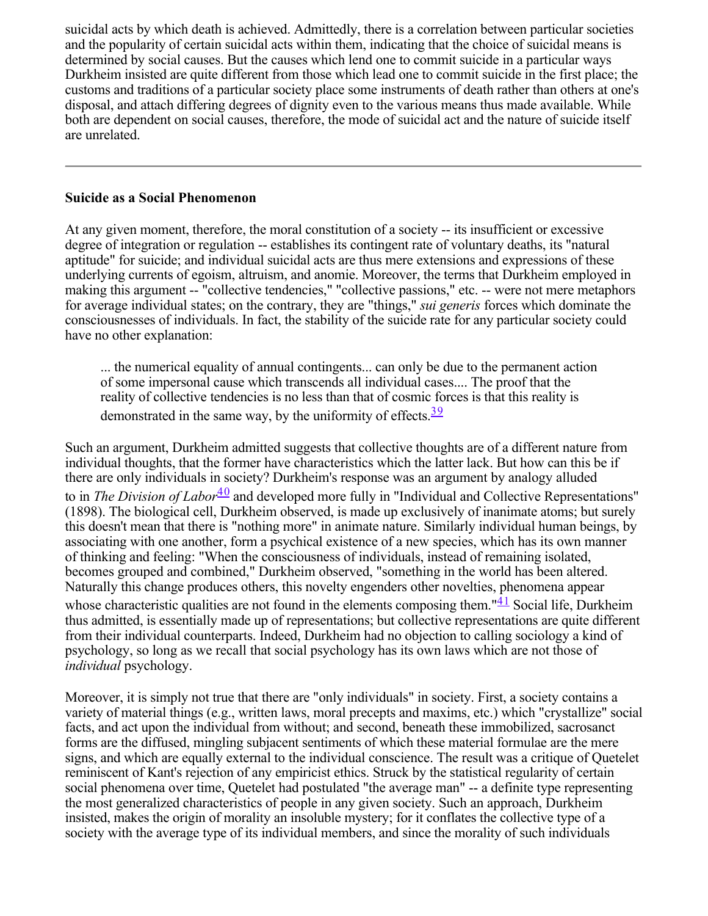suicidal acts by which death is achieved. Admittedly, there is a correlation between particular societies and the popularity of certain suicidal acts within them, indicating that the choice of suicidal means is determined by social causes. But the causes which lend one to commit suicide in a particular ways Durkheim insisted are quite different from those which lead one to commit suicide in the first place; the customs and traditions of a particular society place some instruments of death rather than others at one's disposal, and attach differing degrees of dignity even to the various means thus made available. While both are dependent on social causes, therefore, the mode of suicidal act and the nature of suicide itself are unrelated.

---

**Suicide as a Social Phenomenon**

At any given moment, therefore, the moral constitution of a society -- its insufficient or excessive degree of integration or regulation -- establishes its contingent rate of voluntary deaths, its "natural aptitude" for suicide; and individual suicidal acts are thus mere extensions and expressions of these underlying currents of egoism, altruism, and anomie. Moreover, the terms that Durkheim employed in making this argument -- "collective tendencies," "collective passions," etc. -- were not mere metaphors for average individual states; on the contrary, they are "things," *sui generis* forces which dominate the consciousnesses of individuals. In fact, the stability of the suicide rate for any particular society could have no other explanation:

> ... the numerical equality of annual contingents... can only be due to the permanent action of some impersonal cause which transcends all individual cases.... The proof that the reality of collective tendencies is no less than that of cosmic forces is that this reality is demonstrated in the same way, by the uniformity of effects.[39]

Such an argument, Durkheim admitted suggests that collective thoughts are of a different nature from individual thoughts, that the former have characteristics which the latter lack. But how can this be if there are only individuals in society? Durkheim's response was an argument by analogy alluded to in *The Division of Labor*[40] and developed more fully in "Individual and Collective Representations" (1898). The biological cell, Durkheim observed, is made up exclusively of inanimate atoms; but surely this doesn't mean that there is "nothing more" in animate nature. Similarly individual human beings, by associating with one another, form a psychical existence of a new species, which has its own manner of thinking and feeling: "When the consciousness of individuals, instead of remaining isolated, becomes grouped and combined," Durkheim observed, "something in the world has been altered. Naturally this change produces others, this novelty engenders other novelties, phenomena appear whose characteristic qualities are not found in the elements composing them."[41] Social life, Durkheim thus admitted, is essentially made up of representations; but collective representations are quite different from their individual counterparts. Indeed, Durkheim had no objection to calling sociology a kind of psychology, so long as we recall that social psychology has its own laws which are not those of *individual* psychology.

Moreover, it is simply not true that there are "only individuals" in society. First, a society contains a variety of material things (e.g., written laws, moral precepts and maxims, etc.) which "crystallize" social facts, and act upon the individual from without; and second, beneath these immobilized, sacrosanct forms are the diffused, mingling subjacent sentiments of which these material formulae are the mere signs, and which are equally external to the individual conscience. The result was a critique of Quetelet reminiscent of Kant's rejection of any empiricist ethics. Struck by the statistical regularity of certain social phenomena over time, Quetelet had postulated "the average man" -- a definite type representing the most generalized characteristics of people in any given society. Such an approach, Durkheim insisted, makes the origin of morality an insoluble mystery; for it conflates the collective type of a society with the average type of its individual members, and since the morality of such individuals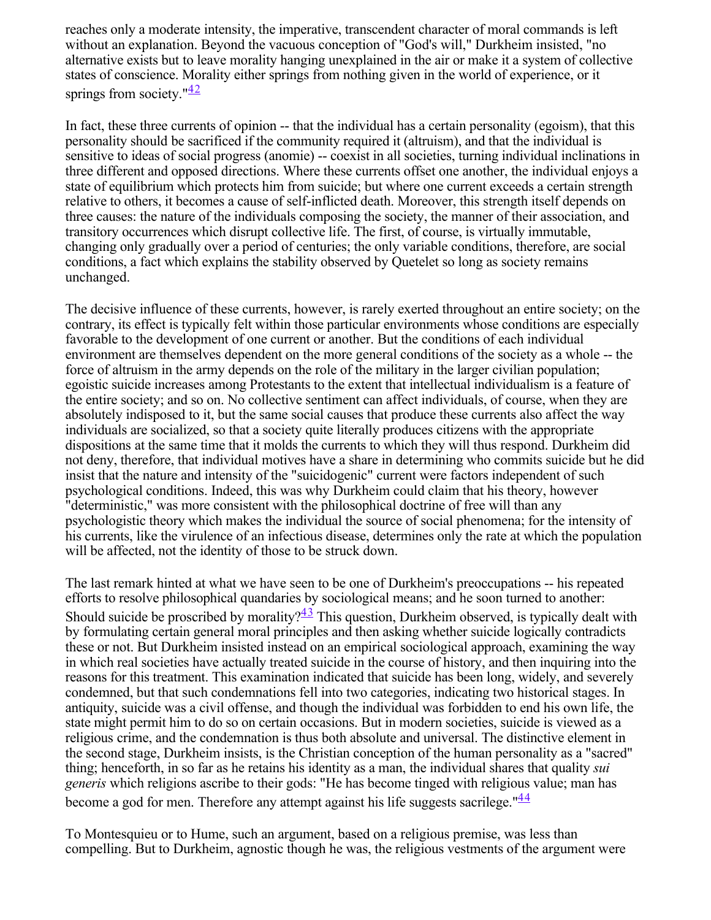reaches only a moderate intensity, the imperative, transcendent character of moral commands is left without an explanation. Beyond the vacuous conception of "God's will," Durkheim insisted, "no alternative exists but to leave morality hanging unexplained in the air or make it a system of collective states of conscience. Morality either springs from nothing given in the world of experience, or it springs from society."[42]

In fact, these three currents of opinion -- that the individual has a certain personality (egoism), that this personality should be sacrificed if the community required it (altruism), and that the individual is sensitive to ideas of social progress (anomie) -- coexist in all societies, turning individual inclinations in three different and opposed directions. Where these currents offset one another, the individual enjoys a state of equilibrium which protects him from suicide; but where one current exceeds a certain strength relative to others, it becomes a cause of self-inflicted death. Moreover, this strength itself depends on three causes: the nature of the individuals composing the society, the manner of their association, and transitory occurrences which disrupt collective life. The first, of course, is virtually immutable, changing only gradually over a period of centuries; the only variable conditions, therefore, are social conditions, a fact which explains the stability observed by Quetelet so long as society remains unchanged.

The decisive influence of these currents, however, is rarely exerted throughout an entire society; on the contrary, its effect is typically felt within those particular environments whose conditions are especially favorable to the development of one current or another. But the conditions of each individual environment are themselves dependent on the more general conditions of the society as a whole -- the force of altruism in the army depends on the role of the military in the larger civilian population; egoistic suicide increases among Protestants to the extent that intellectual individualism is a feature of the entire society; and so on. No collective sentiment can affect individuals, of course, when they are absolutely indisposed to it, but the same social causes that produce these currents also affect the way individuals are socialized, so that a society quite literally produces citizens with the appropriate dispositions at the same time that it molds the currents to which they will thus respond. Durkheim did not deny, therefore, that individual motives have a share in determining who commits suicide but he did insist that the nature and intensity of the "suicidogenic" current were factors independent of such psychological conditions. Indeed, this was why Durkheim could claim that his theory, however "deterministic," was more consistent with the philosophical doctrine of free will than any psychologistic theory which makes the individual the source of social phenomena; for the intensity of his currents, like the virulence of an infectious disease, determines only the rate at which the population will be affected, not the identity of those to be struck down.

The last remark hinted at what we have seen to be one of Durkheim's preoccupations -- his repeated efforts to resolve philosophical quandaries by sociological means; and he soon turned to another: Should suicide be proscribed by morality?[43] This question, Durkheim observed, is typically dealt with by formulating certain general moral principles and then asking whether suicide logically contradicts these or not. But Durkheim insisted instead on an empirical sociological approach, examining the way in which real societies have actually treated suicide in the course of history, and then inquiring into the reasons for this treatment. This examination indicated that suicide has been long, widely, and severely condemned, but that such condemnations fell into two categories, indicating two historical stages. In antiquity, suicide was a civil offense, and though the individual was forbidden to end his own life, the state might permit him to do so on certain occasions. But in modern societies, suicide is viewed as a religious crime, and the condemnation is thus both absolute and universal. The distinctive element in the second stage, Durkheim insists, is the Christian conception of the human personality as a "sacred" thing; henceforth, in so far as he retains his identity as a man, the individual shares that quality *sui generis* which religions ascribe to their gods: "He has become tinged with religious value; man has become a god for men. Therefore any attempt against his life suggests sacrilege."[44]

To Montesquieu or to Hume, such an argument, based on a religious premise, was less than compelling. But to Durkheim, agnostic though he was, the religious vestments of the argument were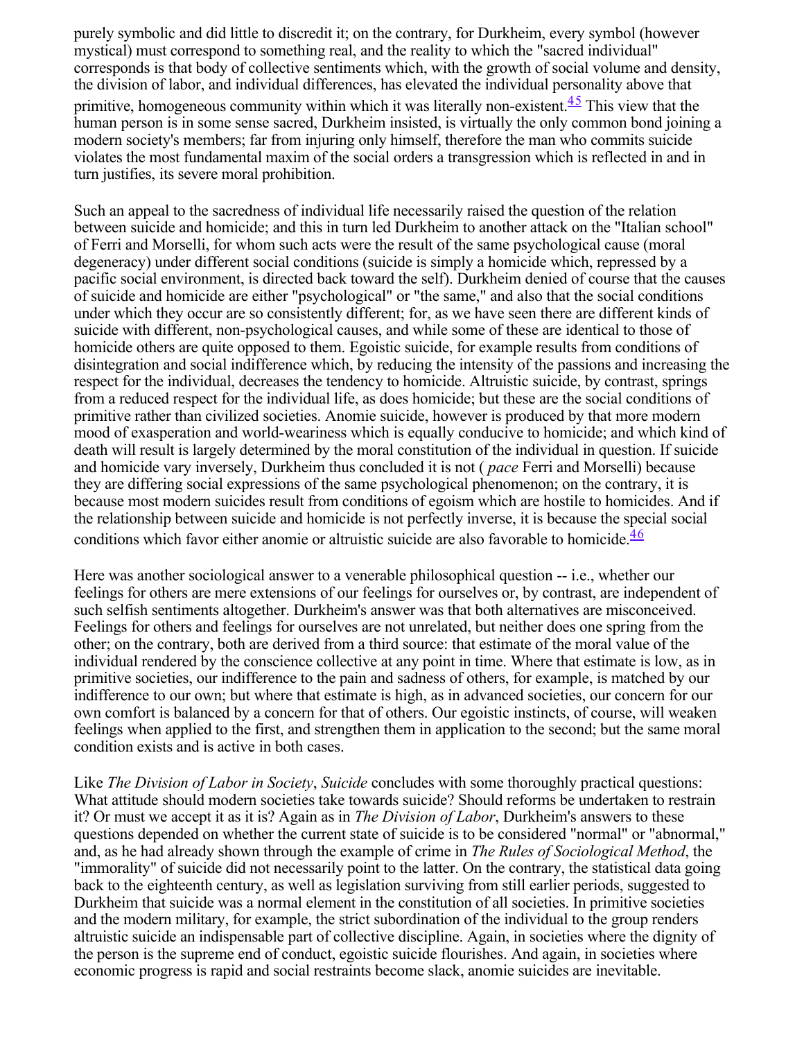purely symbolic and did little to discredit it; on the contrary, for Durkheim, every symbol (however mystical) must correspond to something real, and the reality to which the "sacred individual" corresponds is that body of collective sentiments which, with the growth of social volume and density, the division of labor, and individual differences, has elevated the individual personality above that primitive, homogeneous community within which it was literally non-existent.[45] This view that the human person is in some sense sacred, Durkheim insisted, is virtually the only common bond joining a modern society's members; far from injuring only himself, therefore the man who commits suicide violates the most fundamental maxim of the social orders a transgression which is reflected in and in turn justifies, its severe moral prohibition.

Such an appeal to the sacredness of individual life necessarily raised the question of the relation between suicide and homicide; and this in turn led Durkheim to another attack on the "Italian school" of Ferri and Morselli, for whom such acts were the result of the same psychological cause (moral degeneracy) under different social conditions (suicide is simply a homicide which, repressed by a pacific social environment, is directed back toward the self). Durkheim denied of course that the causes of suicide and homicide are either "psychological" or "the same," and also that the social conditions under which they occur are so consistently different; for, as we have seen there are different kinds of suicide with different, non-psychological causes, and while some of these are identical to those of homicide others are quite opposed to them. Egoistic suicide, for example results from conditions of disintegration and social indifference which, by reducing the intensity of the passions and increasing the respect for the individual, decreases the tendency to homicide. Altruistic suicide, by contrast, springs from a reduced respect for the individual life, as does homicide; but these are the social conditions of primitive rather than civilized societies. Anomie suicide, however is produced by that more modern mood of exasperation and world-weariness which is equally conducive to homicide; and which kind of death will result is largely determined by the moral constitution of the individual in question. If suicide and homicide vary inversely, Durkheim thus concluded it is not ( *pace* Ferri and Morselli) because they are differing social expressions of the same psychological phenomenon; on the contrary, it is because most modern suicides result from conditions of egoism which are hostile to homicides. And if the relationship between suicide and homicide is not perfectly inverse, it is because the special social conditions which favor either anomie or altruistic suicide are also favorable to homicide.[46]

Here was another sociological answer to a venerable philosophical question -- i.e., whether our feelings for others are mere extensions of our feelings for ourselves or, by contrast, are independent of such selfish sentiments altogether. Durkheim's answer was that both alternatives are misconceived. Feelings for others and feelings for ourselves are not unrelated, but neither does one spring from the other; on the contrary, both are derived from a third source: that estimate of the moral value of the individual rendered by the conscience collective at any point in time. Where that estimate is low, as in primitive societies, our indifference to the pain and sadness of others, for example, is matched by our indifference to our own; but where that estimate is high, as in advanced societies, our concern for our own comfort is balanced by a concern for that of others. Our egoistic instincts, of course, will weaken feelings when applied to the first, and strengthen them in application to the second; but the same moral condition exists and is active in both cases.

Like *The Division of Labor in Society*, *Suicide* concludes with some thoroughly practical questions: What attitude should modern societies take towards suicide? Should reforms be undertaken to restrain it? Or must we accept it as it is? Again as in *The Division of Labor*, Durkheim's answers to these questions depended on whether the current state of suicide is to be considered "normal" or "abnormal," and, as he had already shown through the example of crime in *The Rules of Sociological Method*, the "immorality" of suicide did not necessarily point to the latter. On the contrary, the statistical data going back to the eighteenth century, as well as legislation surviving from still earlier periods, suggested to Durkheim that suicide was a normal element in the constitution of all societies. In primitive societies and the modern military, for example, the strict subordination of the individual to the group renders altruistic suicide an indispensable part of collective discipline. Again, in societies where the dignity of the person is the supreme end of conduct, egoistic suicide flourishes. And again, in societies where economic progress is rapid and social restraints become slack, anomie suicides are inevitable.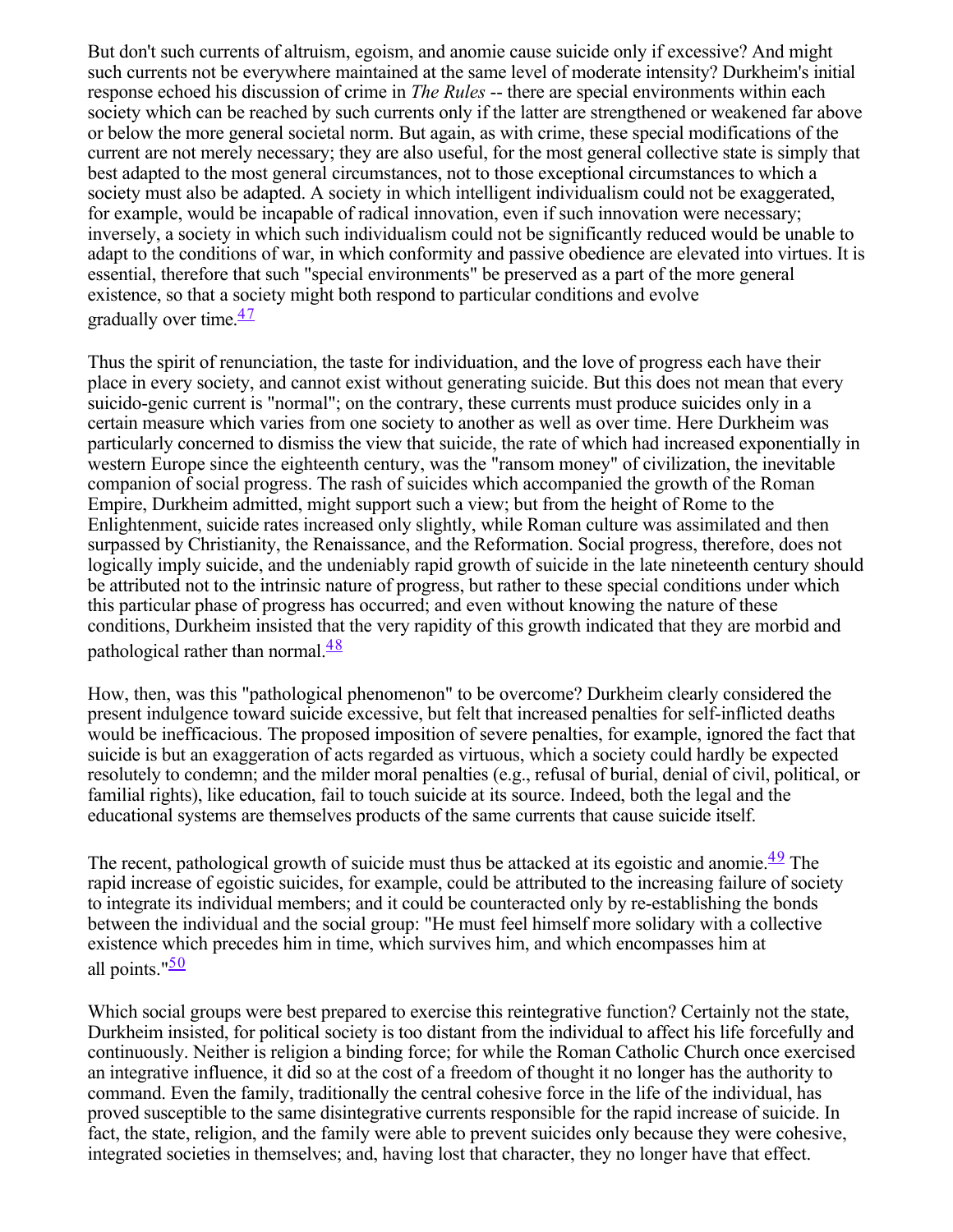But don't such currents of altruism, egoism, and anomie cause suicide only if excessive? And might such currents not be everywhere maintained at the same level of moderate intensity? Durkheim's initial response echoed his discussion of crime in *The Rules* -- there are special environments within each society which can be reached by such currents only if the latter are strengthened or weakened far above or below the more general societal norm. But again, as with crime, these special modifications of the current are not merely necessary; they are also useful, for the most general collective state is simply that best adapted to the most general circumstances, not to those exceptional circumstances to which a society must also be adapted. A society in which intelligent individualism could not be exaggerated, for example, would be incapable of radical innovation, even if such innovation were necessary; inversely, a society in which such individualism could not be significantly reduced would be unable to adapt to the conditions of war, in which conformity and passive obedience are elevated into virtues. It is essential, therefore that such "special environments" be preserved as a part of the more general existence, so that a society might both respond to particular conditions and evolve gradually over time.[47]

Thus the spirit of renunciation, the taste for individuation, and the love of progress each have their place in every society, and cannot exist without generating suicide. But this does not mean that every suicido-genic current is "normal"; on the contrary, these currents must produce suicides only in a certain measure which varies from one society to another as well as over time. Here Durkheim was particularly concerned to dismiss the view that suicide, the rate of which had increased exponentially in western Europe since the eighteenth century, was the "ransom money" of civilization, the inevitable companion of social progress. The rash of suicides which accompanied the growth of the Roman Empire, Durkheim admitted, might support such a view; but from the height of Rome to the Enlightenment, suicide rates increased only slightly, while Roman culture was assimilated and then surpassed by Christianity, the Renaissance, and the Reformation. Social progress, therefore, does not logically imply suicide, and the undeniably rapid growth of suicide in the late nineteenth century should be attributed not to the intrinsic nature of progress, but rather to these special conditions under which this particular phase of progress has occurred; and even without knowing the nature of these conditions, Durkheim insisted that the very rapidity of this growth indicated that they are morbid and pathological rather than normal.[48]

How, then, was this "pathological phenomenon" to be overcome? Durkheim clearly considered the present indulgence toward suicide excessive, but felt that increased penalties for self-inflicted deaths would be inefficacious. The proposed imposition of severe penalties, for example, ignored the fact that suicide is but an exaggeration of acts regarded as virtuous, which a society could hardly be expected resolutely to condemn; and the milder moral penalties (e.g., refusal of burial, denial of civil, political, or familial rights), like education, fail to touch suicide at its source. Indeed, both the legal and the educational systems are themselves products of the same currents that cause suicide itself.

The recent, pathological growth of suicide must thus be attacked at its egoistic and anomie.[49] The rapid increase of egoistic suicides, for example, could be attributed to the increasing failure of society to integrate its individual members; and it could be counteracted only by re-establishing the bonds between the individual and the social group: "He must feel himself more solidary with a collective existence which precedes him in time, which survives him, and which encompasses him at all points."[50]

Which social groups were best prepared to exercise this reintegrative function? Certainly not the state, Durkheim insisted, for political society is too distant from the individual to affect his life forcefully and continuously. Neither is religion a binding force; for while the Roman Catholic Church once exercised an integrative influence, it did so at the cost of a freedom of thought it no longer has the authority to command. Even the family, traditionally the central cohesive force in the life of the individual, has proved susceptible to the same disintegrative currents responsible for the rapid increase of suicide. In fact, the state, religion, and the family were able to prevent suicides only because they were cohesive, integrated societies in themselves; and, having lost that character, they no longer have that effect.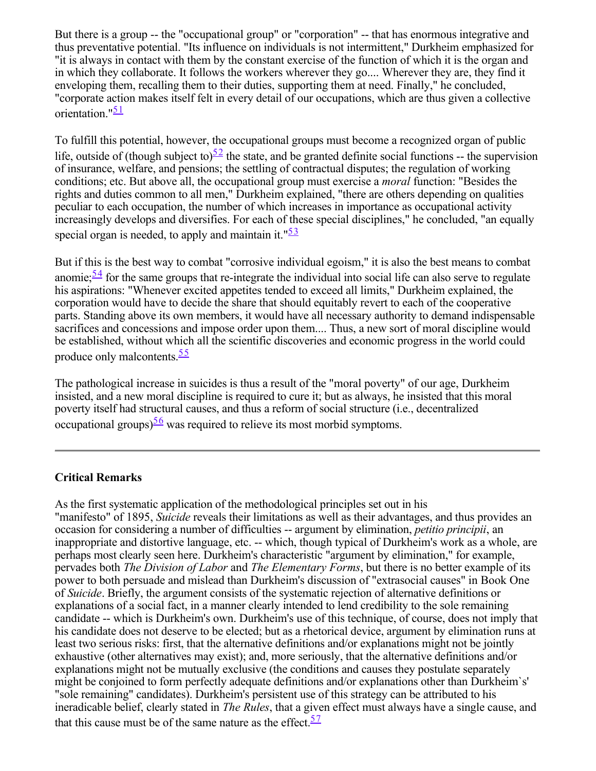But there is a group -- the "occupational group" or "corporation" -- that has enormous integrative and thus preventative potential. "Its influence on individuals is not intermittent," Durkheim emphasized for "it is always in contact with them by the constant exercise of the function of which it is the organ and in which they collaborate. It follows the workers wherever they go.... Wherever they are, they find it enveloping them, recalling them to their duties, supporting them at need. Finally," he concluded, "corporate action makes itself felt in every detail of our occupations, which are thus given a collective orientation."[51]

To fulfill this potential, however, the occupational groups must become a recognized organ of public life, outside of (though subject to)[52] the state, and be granted definite social functions -- the supervision of insurance, welfare, and pensions; the settling of contractual disputes; the regulation of working conditions; etc. But above all, the occupational group must exercise a *moral* function: "Besides the rights and duties common to all men," Durkheim explained, "there are others depending on qualities peculiar to each occupation, the number of which increases in importance as occupational activity increasingly develops and diversifies. For each of these special disciplines," he concluded, "an equally special organ is needed, to apply and maintain it."[53]

But if this is the best way to combat "corrosive individual egoism," it is also the best means to combat anomie;[54] for the same groups that re-integrate the individual into social life can also serve to regulate his aspirations: "Whenever excited appetites tended to exceed all limits," Durkheim explained, the corporation would have to decide the share that should equitably revert to each of the cooperative parts. Standing above its own members, it would have all necessary authority to demand indispensable sacrifices and concessions and impose order upon them.... Thus, a new sort of moral discipline would be established, without which all the scientific discoveries and economic progress in the world could produce only malcontents.[55]

The pathological increase in suicides is thus a result of the "moral poverty" of our age, Durkheim insisted, and a new moral discipline is required to cure it; but as always, he insisted that this moral poverty itself had structural causes, and thus a reform of social structure (i.e., decentralized occupational groups)[56] was required to relieve its most morbid symptoms.

---

**Critical Remarks**

As the first systematic application of the methodological principles set out in his "manifesto" of 1895, *Suicide* reveals their limitations as well as their advantages, and thus provides an occasion for considering a number of difficulties -- argument by elimination, *petitio principii*, an inappropriate and distortive language, etc. -- which, though typical of Durkheim's work as a whole, are perhaps most clearly seen here. Durkheim's characteristic "argument by elimination," for example, pervades both *The Division of Labor* and *The Elementary Forms*, but there is no better example of its power to both persuade and mislead than Durkheim's discussion of "extrasocial causes" in Book One of *Suicide*. Briefly, the argument consists of the systematic rejection of alternative definitions or explanations of a social fact, in a manner clearly intended to lend credibility to the sole remaining candidate -- which is Durkheim's own. Durkheim's use of this technique, of course, does not imply that his candidate does not deserve to be elected; but as a rhetorical device, argument by elimination runs at least two serious risks: first, that the alternative definitions and/or explanations might not be jointly exhaustive (other alternatives may exist); and, more seriously, that the alternative definitions and/or explanations might not be mutually exclusive (the conditions and causes they postulate separately might be conjoined to form perfectly adequate definitions and/or explanations other than Durkheim`s' "sole remaining" candidates). Durkheim's persistent use of this strategy can be attributed to his ineradicable belief, clearly stated in *The Rules*, that a given effect must always have a single cause, and that this cause must be of the same nature as the effect.[57]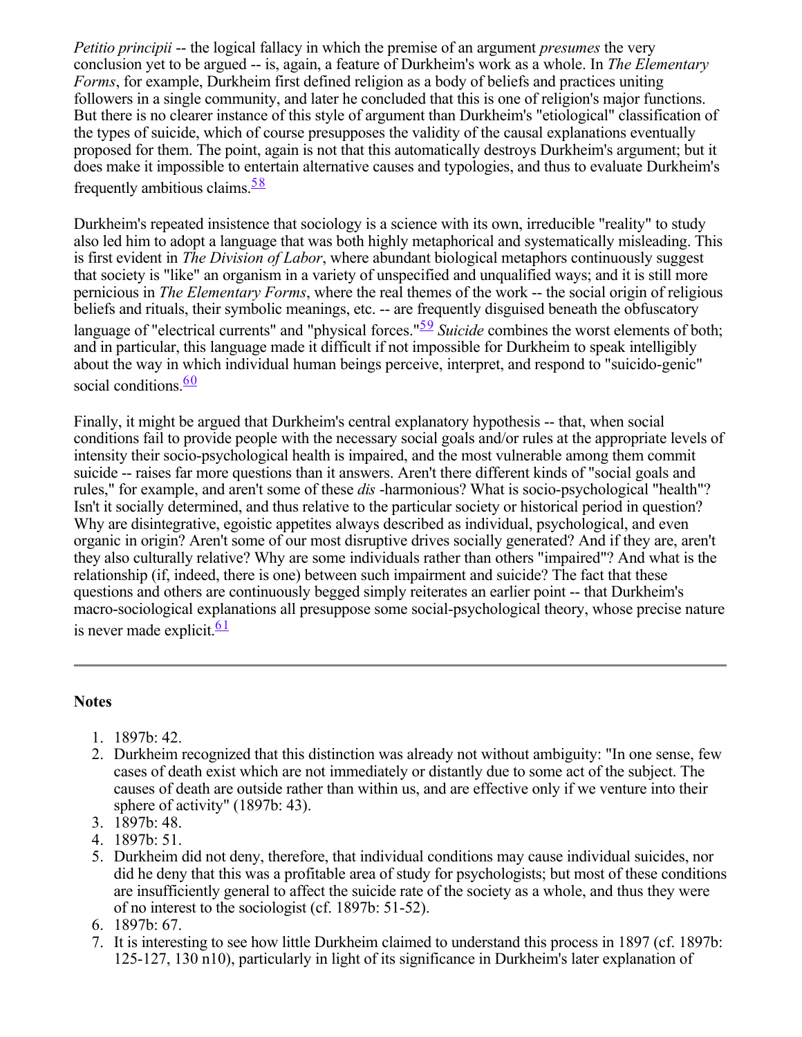*Petitio principii* -- the logical fallacy in which the premise of an argument *presumes* the very conclusion yet to be argued -- is, again, a feature of Durkheim's work as a whole. In *The Elementary Forms*, for example, Durkheim first defined religion as a body of beliefs and practices uniting followers in a single community, and later he concluded that this is one of religion's major functions. But there is no clearer instance of this style of argument than Durkheim's "etiological" classification of the types of suicide, which of course presupposes the validity of the causal explanations eventually proposed for them. The point, again is not that this automatically destroys Durkheim's argument; but it does make it impossible to entertain alternative causes and typologies, and thus to evaluate Durkheim's frequently ambitious claims.[58]

Durkheim's repeated insistence that sociology is a science with its own, irreducible "reality" to study also led him to adopt a language that was both highly metaphorical and systematically misleading. This is first evident in *The Division of Labor*, where abundant biological metaphors continuously suggest that society is "like" an organism in a variety of unspecified and unqualified ways; and it is still more pernicious in *The Elementary Forms*, where the real themes of the work -- the social origin of religious beliefs and rituals, their symbolic meanings, etc. -- are frequently disguised beneath the obfuscatory language of "electrical currents" and "physical forces."[59] *Suicide* combines the worst elements of both; and in particular, this language made it difficult if not impossible for Durkheim to speak intelligibly about the way in which individual human beings perceive, interpret, and respond to "suicido-genic" social conditions.[60]

Finally, it might be argued that Durkheim's central explanatory hypothesis -- that, when social conditions fail to provide people with the necessary social goals and/or rules at the appropriate levels of intensity their socio-psychological health is impaired, and the most vulnerable among them commit suicide -- raises far more questions than it answers. Aren't there different kinds of "social goals and rules," for example, and aren't some of these *dis* -harmonious? What is socio-psychological "health"? Isn't it socially determined, and thus relative to the particular society or historical period in question? Why are disintegrative, egoistic appetites always described as individual, psychological, and even organic in origin? Aren't some of our most disruptive drives socially generated? And if they are, aren't they also culturally relative? Why are some individuals rather than others "impaired"? And what is the relationship (if, indeed, there is one) between such impairment and suicide? The fact that these questions and others are continuously begged simply reiterates an earlier point -- that Durkheim's macro-sociological explanations all presuppose some social-psychological theory, whose precise nature is never made explicit.[61]

---

**Notes**

1. 1897b: 42.
2. Durkheim recognized that this distinction was already not without ambiguity: "In one sense, few cases of death exist which are not immediately or distantly due to some act of the subject. The causes of death are outside rather than within us, and are effective only if we venture into their sphere of activity" (1897b: 43).
3. 1897b: 48.
4. 1897b: 51.
5. Durkheim did not deny, therefore, that individual conditions may cause individual suicides, nor did he deny that this was a profitable area of study for psychologists; but most of these conditions are insufficiently general to affect the suicide rate of the society as a whole, and thus they were of no interest to the sociologist (cf. 1897b: 51-52).
6. 1897b: 67.
7. It is interesting to see how little Durkheim claimed to understand this process in 1897 (cf. 1897b: 125-127, 130 n10), particularly in light of its significance in Durkheim's later explanation of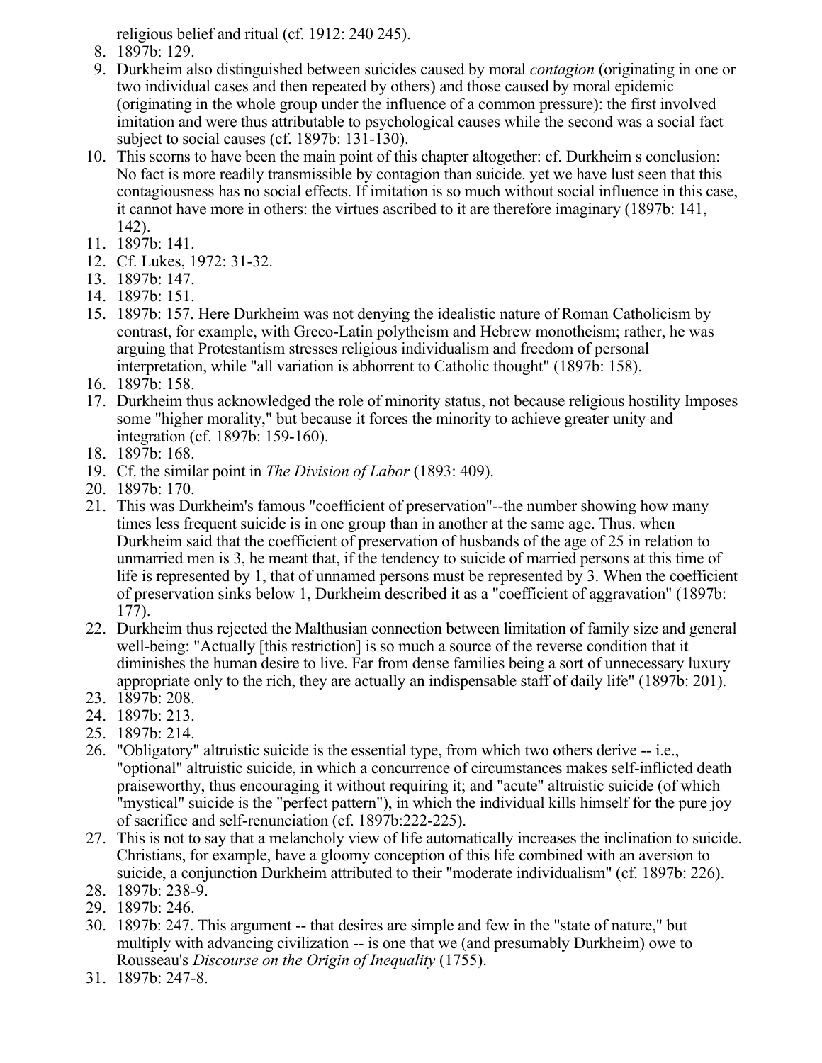religious belief and ritual (cf. 1912: 240 245).

8. 1897b: 129.
9. Durkheim also distinguished between suicides caused by moral *contagion* (originating in one or two individual cases and then repeated by others) and those caused by moral epidemic (originating in the whole group under the influence of a common pressure): the first involved imitation and were thus attributable to psychological causes while the second was a social fact subject to social causes (cf. 1897b: 131-130).
10. This scorns to have been the main point of this chapter altogether: cf. Durkheim s conclusion: No fact is more readily transmissible by contagion than suicide. yet we have lust seen that this contagiousness has no social effects. If imitation is so much without social influence in this case, it cannot have more in others: the virtues ascribed to it are therefore imaginary (1897b: 141, 142).
11. 1897b: 141.
12. Cf. Lukes, 1972: 31-32.
13. 1897b: 147.
14. 1897b: 151.
15. 1897b: 157. Here Durkheim was not denying the idealistic nature of Roman Catholicism by contrast, for example, with Greco-Latin polytheism and Hebrew monotheism; rather, he was arguing that Protestantism stresses religious individualism and freedom of personal interpretation, while "all variation is abhorrent to Catholic thought" (1897b: 158).
16. 1897b: 158.
17. Durkheim thus acknowledged the role of minority status, not because religious hostility Imposes some "higher morality," but because it forces the minority to achieve greater unity and integration (cf. 1897b: 159-160).
18. 1897b: 168.
19. Cf. the similar point in *The Division of Labor* (1893: 409).
20. 1897b: 170.
21. This was Durkheim's famous "coefficient of preservation"--the number showing how many times less frequent suicide is in one group than in another at the same age. Thus. when Durkheim said that the coefficient of preservation of husbands of the age of 25 in relation to unmarried men is 3, he meant that, if the tendency to suicide of married persons at this time of life is represented by 1, that of unnamed persons must be represented by 3. When the coefficient of preservation sinks below 1, Durkheim described it as a "coefficient of aggravation" (1897b: 177).
22. Durkheim thus rejected the Malthusian connection between limitation of family size and general well-being: "Actually [this restriction] is so much a source of the reverse condition that it diminishes the human desire to live. Far from dense families being a sort of unnecessary luxury appropriate only to the rich, they are actually an indispensable staff of daily life" (1897b: 201).
23. 1897b: 208.
24. 1897b: 213.
25. 1897b: 214.
26. "Obligatory" altruistic suicide is the essential type, from which two others derive -- i.e., "optional" altruistic suicide, in which a concurrence of circumstances makes self-inflicted death praiseworthy, thus encouraging it without requiring it; and "acute" altruistic suicide (of which "mystical" suicide is the "perfect pattern"), in which the individual kills himself for the pure joy of sacrifice and self-renunciation (cf. 1897b:222-225).
27. This is not to say that a melancholy view of life automatically increases the inclination to suicide. Christians, for example, have a gloomy conception of this life combined with an aversion to suicide, a conjunction Durkheim attributed to their "moderate individualism" (cf. 1897b: 226).
28. 1897b: 238-9.
29. 1897b: 246.
30. 1897b: 247. This argument -- that desires are simple and few in the "state of nature," but multiply with advancing civilization -- is one that we (and presumably Durkheim) owe to Rousseau's *Discourse on the Origin of Inequality* (1755).
31. 1897b: 247-8.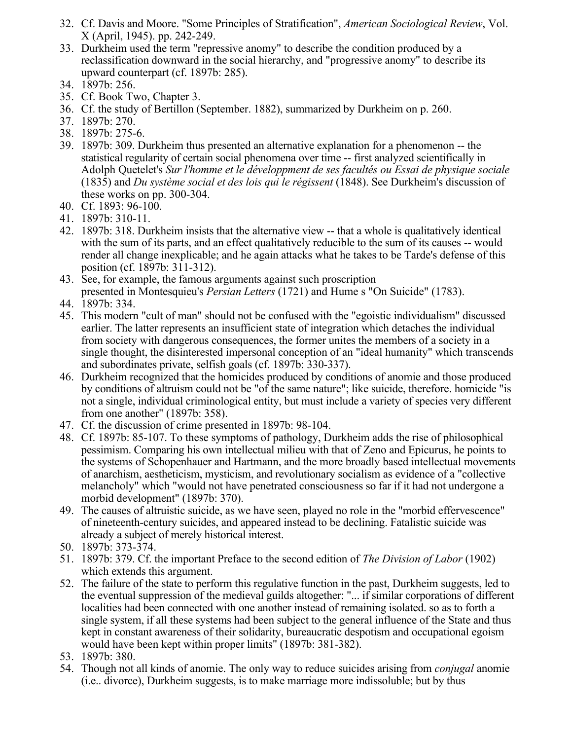32. Cf. Davis and Moore. "Some Principles of Stratification", *American Sociological Review*, Vol. X (April, 1945). pp. 242-249.
33. Durkheim used the term "repressive anomy" to describe the condition produced by a reclassification downward in the social hierarchy, and "progressive anomy" to describe its upward counterpart (cf. 1897b: 285).
34. 1897b: 256.
35. Cf. Book Two, Chapter 3.
36. Cf. the study of Bertillon (September. 1882), summarized by Durkheim on p. 260.
37. 1897b: 270.
38. 1897b: 275-6.
39. 1897b: 309. Durkheim thus presented an alternative explanation for a phenomenon -- the statistical regularity of certain social phenomena over time -- first analyzed scientifically in Adolph Quetelet's *Sur l'homme et le développment de ses facultés ou Essai de physique sociale* (1835) and *Du système social et des lois qui le régissent* (1848). See Durkheim's discussion of these works on pp. 300-304.
40. Cf. 1893: 96-100.
41. 1897b: 310-11.
42. 1897b: 318. Durkheim insists that the alternative view -- that a whole is qualitatively identical with the sum of its parts, and an effect qualitatively reducible to the sum of its causes -- would render all change inexplicable; and he again attacks what he takes to be Tarde's defense of this position (cf. 1897b: 311-312).
43. See, for example, the famous arguments against such proscription presented in Montesquieu's *Persian Letters* (1721) and Hume s "On Suicide" (1783).
44. 1897b: 334.
45. This modern "cult of man" should not be confused with the "egoistic individualism" discussed earlier. The latter represents an insufficient state of integration which detaches the individual from society with dangerous consequences, the former unites the members of a society in a single thought, the disinterested impersonal conception of an "ideal humanity" which transcends and subordinates private, selfish goals (cf. 1897b: 330-337).
46. Durkheim recognized that the homicides produced by conditions of anomie and those produced by conditions of altruism could not be "of the same nature"; like suicide, therefore. homicide "is not a single, individual criminological entity, but must include a variety of species very different from one another" (1897b: 358).
47. Cf. the discussion of crime presented in 1897b: 98-104.
48. Cf. 1897b: 85-107. To these symptoms of pathology, Durkheim adds the rise of philosophical pessimism. Comparing his own intellectual milieu with that of Zeno and Epicurus, he points to the systems of Schopenhauer and Hartmann, and the more broadly based intellectual movements of anarchism, aestheticism, mysticism, and revolutionary socialism as evidence of a "collective melancholy" which "would not have penetrated consciousness so far if it had not undergone a morbid development" (1897b: 370).
49. The causes of altruistic suicide, as we have seen, played no role in the "morbid effervescence" of nineteenth-century suicides, and appeared instead to be declining. Fatalistic suicide was already a subject of merely historical interest.
50. 1897b: 373-374.
51. 1897b: 379. Cf. the important Preface to the second edition of *The Division of Labor* (1902) which extends this argument.
52. The failure of the state to perform this regulative function in the past, Durkheim suggests, led to the eventual suppression of the medieval guilds altogether: "... if similar corporations of different localities had been connected with one another instead of remaining isolated. so as to forth a single system, if all these systems had been subject to the general influence of the State and thus kept in constant awareness of their solidarity, bureaucratic despotism and occupational egoism would have been kept within proper limits" (1897b: 381-382).
53. 1897b: 380.
54. Though not all kinds of anomie. The only way to reduce suicides arising from *conjugal* anomie (i.e.. divorce), Durkheim suggests, is to make marriage more indissoluble; but by thus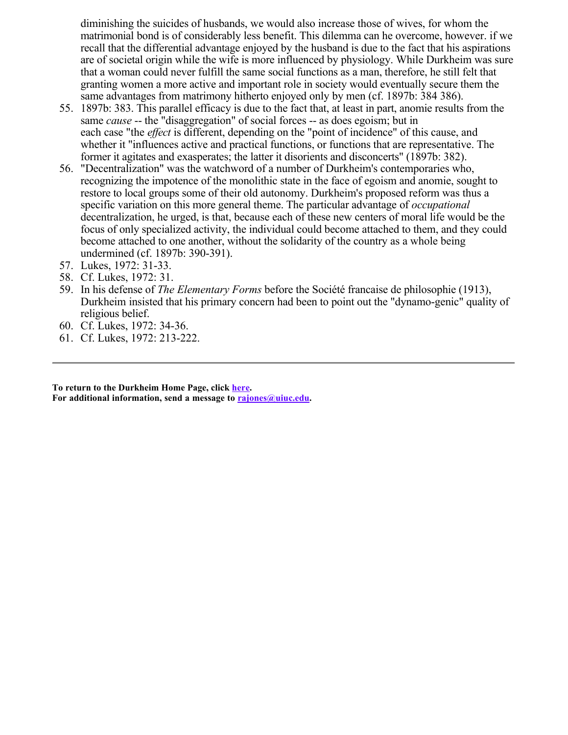diminishing the suicides of husbands, we would also increase those of wives, for whom the matrimonial bond is of considerably less benefit. This dilemma can he overcome, however. if we recall that the differential advantage enjoyed by the husband is due to the fact that his aspirations are of societal origin while the wife is more influenced by physiology. While Durkheim was sure that a woman could never fulfill the same social functions as a man, therefore, he still felt that granting women a more active and important role in society would eventually secure them the same advantages from matrimony hitherto enjoyed only by men (cf. 1897b: 384 386).

55. 1897b: 383. This parallel efficacy is due to the fact that, at least in part, anomie results from the same *cause* -- the "disaggregation" of social forces -- as does egoism; but in each case "the *effect* is different, depending on the "point of incidence" of this cause, and whether it "influences active and practical functions, or functions that are representative. The former it agitates and exasperates; the latter it disorients and disconcerts" (1897b: 382).
56. "Decentralization" was the watchword of a number of Durkheim's contemporaries who, recognizing the impotence of the monolithic state in the face of egoism and anomie, sought to restore to local groups some of their old autonomy. Durkheim's proposed reform was thus a specific variation on this more general theme. The particular advantage of *occupational* decentralization, he urged, is that, because each of these new centers of moral life would be the focus of only specialized activity, the individual could become attached to them, and they could become attached to one another, without the solidarity of the country as a whole being undermined (cf. 1897b: 390-391).
57. Lukes, 1972: 31-33.
58. Cf. Lukes, 1972: 31.
59. In his defense of *The Elementary Forms* before the Société francaise de philosophie (1913), Durkheim insisted that his primary concern had been to point out the "dynamo-genic" quality of religious belief.
60. Cf. Lukes, 1972: 34-36.
61. Cf. Lukes, 1972: 213-222.

---

**To return to the Durkheim Home Page, click [here](#).**
**For additional information, send a message to [rajones@uiuc.edu](mailto:rajones@uiuc.edu).**